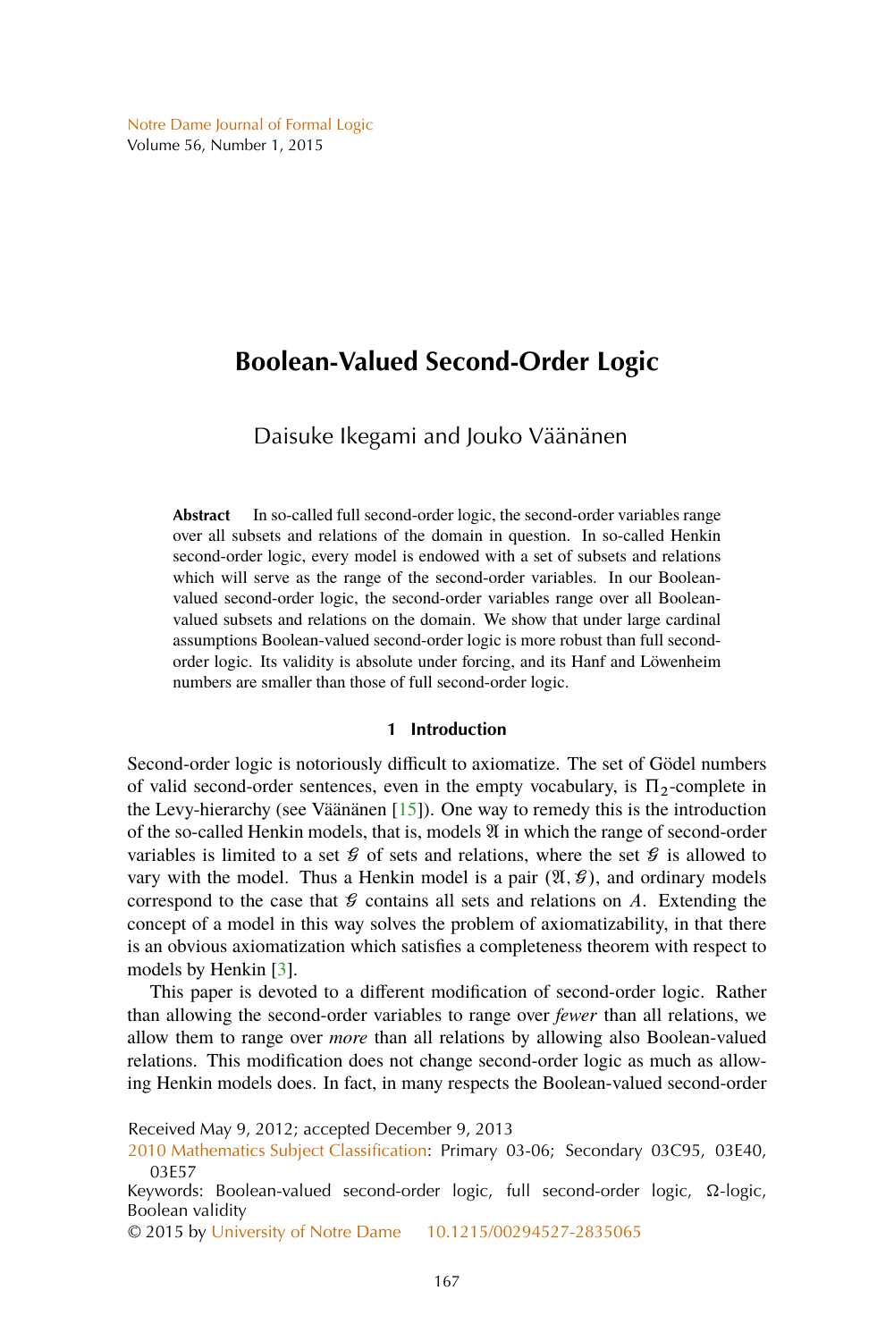# Boolean-Valued Second-Order Logic

Daisuke Ikegami and Jouko Väänänen

**Abstract** In so-called full second-order logic, the second-order variables range over all subsets and relations of the domain in question. In so-called Henkin second-order logic, every model is endowed with a set of subsets and relations which will serve as the range of the second-order variables. In our Boolean-valued second-order logic, the second-order variables range over all Boolean-valued subsets and relations on the domain. We show that under large cardinal assumptions Boolean-valued second-order logic is more robust than full second-order logic. Its validity is absolute under forcing, and its Hanf and Löwenheim numbers are smaller than those of full second-order logic.

## 1 Introduction

Second-order logic is notoriously difficult to axiomatize. The set of Gödel numbers of valid second-order sentences, even in the empty vocabulary, is $\Pi_2$-complete in the Levy-hierarchy (see Väänänen [15]). One way to remedy this is the introduction of the so-called Henkin models, that is, models $\mathfrak{A}$ in which the range of second-order variables is limited to a set $\mathcal{G}$ of sets and relations, where the set $\mathcal{G}$ is allowed to vary with the model. Thus a Henkin model is a pair $(\mathfrak{A}, \mathcal{G})$, and ordinary models correspond to the case that $\mathcal{G}$ contains all sets and relations on $A$. Extending the concept of a model in this way solves the problem of axiomatizability, in that there is an obvious axiomatization which satisfies a completeness theorem with respect to models by Henkin [3].

This paper is devoted to a different modification of second-order logic. Rather than allowing the second-order variables to range over *fewer* than all relations, we allow them to range over *more* than all relations by allowing also Boolean-valued relations. This modification does not change second-order logic as much as allowing Henkin models does. In fact, in many respects the Boolean-valued second-order

Received May 9, 2012; accepted December 9, 2013

2010 Mathematics Subject Classification: Primary 03-06; Secondary 03C95, 03E40, 03E57

Keywords: Boolean-valued second-order logic, full second-order logic, Ω-logic, Boolean validity

© 2015 by University of Notre Dame 10.1215/00294527-2835065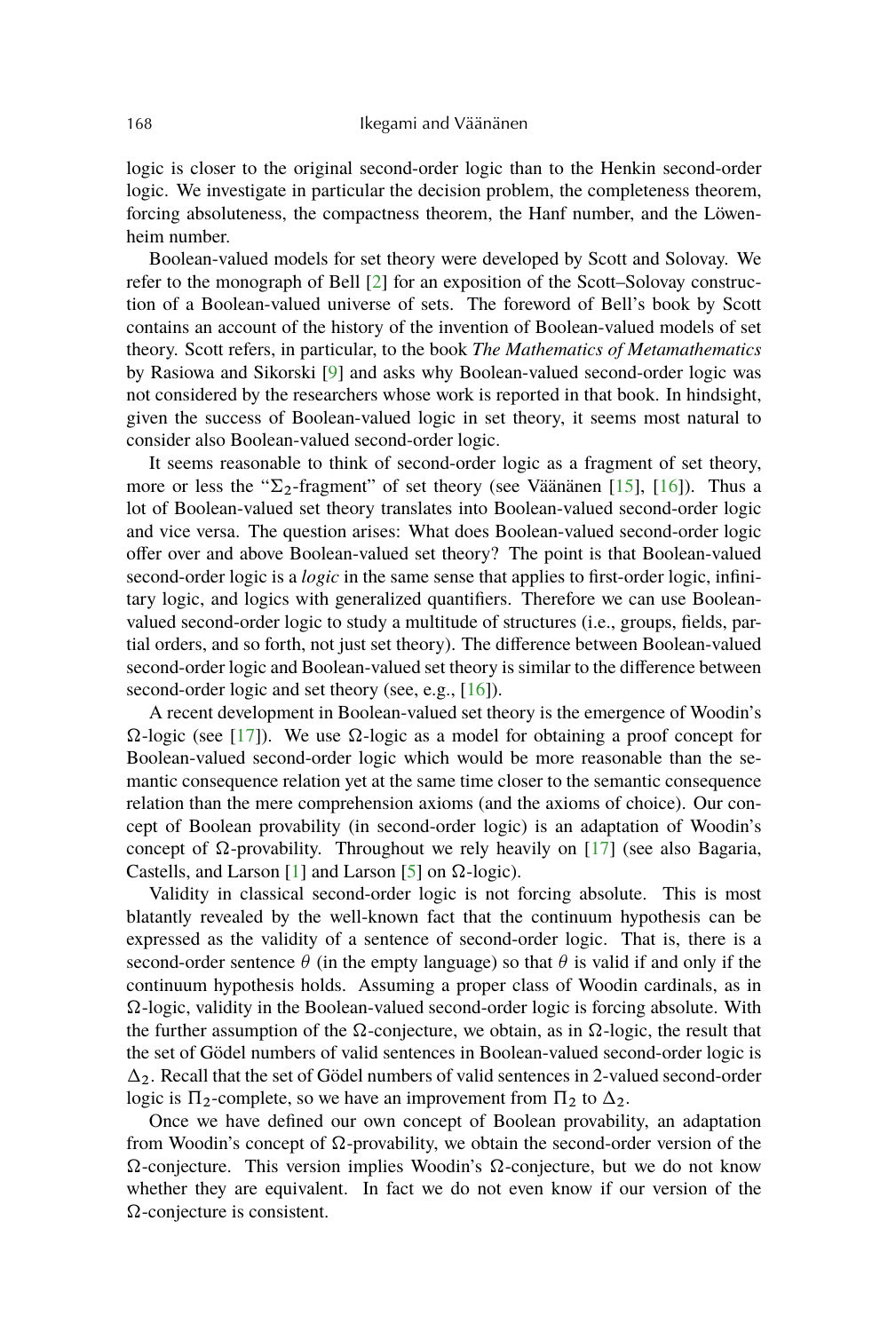logic is closer to the original second-order logic than to the Henkin second-order logic. We investigate in particular the decision problem, the completeness theorem, forcing absoluteness, the compactness theorem, the Hanf number, and the Löwenheim number.

Boolean-valued models for set theory were developed by Scott and Solovay. We refer to the monograph of Bell [2] for an exposition of the Scott–Solovay construction of a Boolean-valued universe of sets. The foreword of Bell's book by Scott contains an account of the history of the invention of Boolean-valued models of set theory. Scott refers, in particular, to the book *The Mathematics of Metamathematics* by Rasiowa and Sikorski [9] and asks why Boolean-valued second-order logic was not considered by the researchers whose work is reported in that book. In hindsight, given the success of Boolean-valued logic in set theory, it seems most natural to consider also Boolean-valued second-order logic.

It seems reasonable to think of second-order logic as a fragment of set theory, more or less the "$\Sigma_2$-fragment" of set theory (see Väänänen [15], [16]). Thus a lot of Boolean-valued set theory translates into Boolean-valued second-order logic and vice versa. The question arises: What does Boolean-valued second-order logic offer over and above Boolean-valued set theory? The point is that Boolean-valued second-order logic is a *logic* in the same sense that applies to first-order logic, infinitary logic, and logics with generalized quantifiers. Therefore we can use Boolean-valued second-order logic to study a multitude of structures (i.e., groups, fields, partial orders, and so forth, not just set theory). The difference between Boolean-valued second-order logic and Boolean-valued set theory is similar to the difference between second-order logic and set theory (see, e.g., [16]).

A recent development in Boolean-valued set theory is the emergence of Woodin's $\Omega$-logic (see [17]). We use $\Omega$-logic as a model for obtaining a proof concept for Boolean-valued second-order logic which would be more reasonable than the semantic consequence relation yet at the same time closer to the semantic consequence relation than the mere comprehension axioms (and the axioms of choice). Our concept of Boolean provability (in second-order logic) is an adaptation of Woodin's concept of $\Omega$-provability. Throughout we rely heavily on [17] (see also Bagaria, Castells, and Larson [1] and Larson [5] on $\Omega$-logic).

Validity in classical second-order logic is not forcing absolute. This is most blatantly revealed by the well-known fact that the continuum hypothesis can be expressed as the validity of a sentence of second-order logic. That is, there is a second-order sentence $\theta$ (in the empty language) so that $\theta$ is valid if and only if the continuum hypothesis holds. Assuming a proper class of Woodin cardinals, as in $\Omega$-logic, validity in the Boolean-valued second-order logic is forcing absolute. With the further assumption of the $\Omega$-conjecture, we obtain, as in $\Omega$-logic, the result that the set of Gödel numbers of valid sentences in Boolean-valued second-order logic is $\Delta_2$. Recall that the set of Gödel numbers of valid sentences in 2-valued second-order logic is $\Pi_2$-complete, so we have an improvement from $\Pi_2$ to $\Delta_2$.

Once we have defined our own concept of Boolean provability, an adaptation from Woodin's concept of $\Omega$-provability, we obtain the second-order version of the $\Omega$-conjecture. This version implies Woodin's $\Omega$-conjecture, but we do not know whether they are equivalent. In fact we do not even know if our version of the $\Omega$-conjecture is consistent.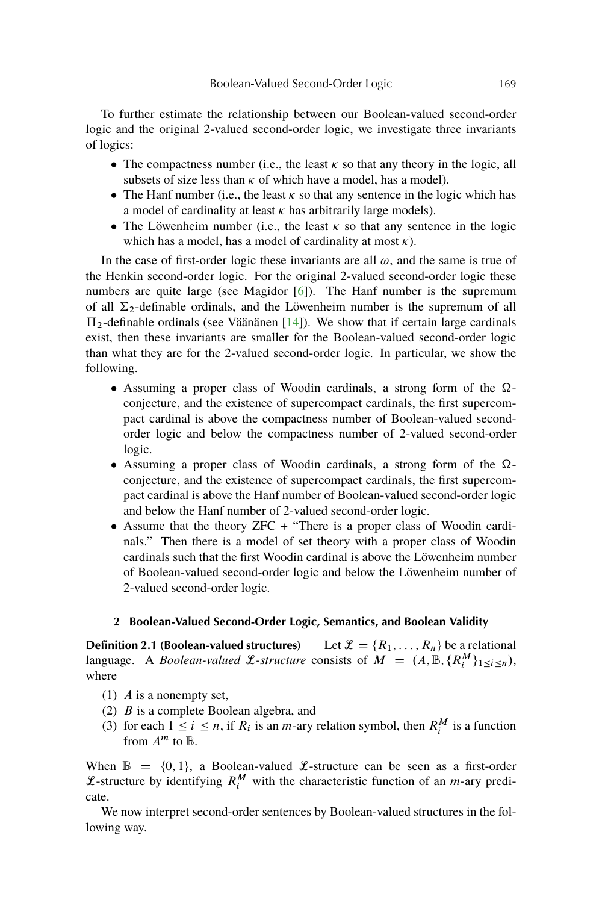To further estimate the relationship between our Boolean-valued second-order logic and the original 2-valued second-order logic, we investigate three invariants of logics:

- The compactness number (i.e., the least $\kappa$ so that any theory in the logic, all subsets of size less than $\kappa$ of which have a model, has a model).
- The Hanf number (i.e., the least $\kappa$ so that any sentence in the logic which has a model of cardinality at least $\kappa$ has arbitrarily large models).
- The Löwenheim number (i.e., the least $\kappa$ so that any sentence in the logic which has a model, has a model of cardinality at most $\kappa$).

In the case of first-order logic these invariants are all $\omega$, and the same is true of the Henkin second-order logic. For the original 2-valued second-order logic these numbers are quite large (see Magidor [6]). The Hanf number is the supremum of all $\Sigma_2$-definable ordinals, and the Löwenheim number is the supremum of all $\Pi_2$-definable ordinals (see Väänänen [14]). We show that if certain large cardinals exist, then these invariants are smaller for the Boolean-valued second-order logic than what they are for the 2-valued second-order logic. In particular, we show the following.

- Assuming a proper class of Woodin cardinals, a strong form of the $\Omega$-conjecture, and the existence of supercompact cardinals, the first supercompact cardinal is above the compactness number of Boolean-valued second-order logic and below the compactness number of 2-valued second-order logic.
- Assuming a proper class of Woodin cardinals, a strong form of the $\Omega$-conjecture, and the existence of supercompact cardinals, the first supercompact cardinal is above the Hanf number of Boolean-valued second-order logic and below the Hanf number of 2-valued second-order logic.
- Assume that the theory ZFC + "There is a proper class of Woodin cardinals." Then there is a model of set theory with a proper class of Woodin cardinals such that the first Woodin cardinal is above the Löwenheim number of Boolean-valued second-order logic and below the Löwenheim number of 2-valued second-order logic.

## 2 Boolean-Valued Second-Order Logic, Semantics, and Boolean Validity

**Definition 2.1 (Boolean-valued structures)** Let $\mathcal{L} = \{R_1, \ldots, R_n\}$ be a relational language. A *Boolean-valued $\mathcal{L}$-structure* consists of $M = (A, \mathbb{B}, \{R_i^M\}_{1 \leq i \leq n})$, where

(1) $A$ is a nonempty set,
(2) $B$ is a complete Boolean algebra, and
(3) for each $1 \leq i \leq n$, if $R_i$ is an $m$-ary relation symbol, then $R_i^M$ is a function from $A^m$ to $\mathbb{B}$.

When $\mathbb{B} = \{0, 1\}$, a Boolean-valued $\mathcal{L}$-structure can be seen as a first-order $\mathcal{L}$-structure by identifying $R_i^M$ with the characteristic function of an $m$-ary predicate.

We now interpret second-order sentences by Boolean-valued structures in the following way.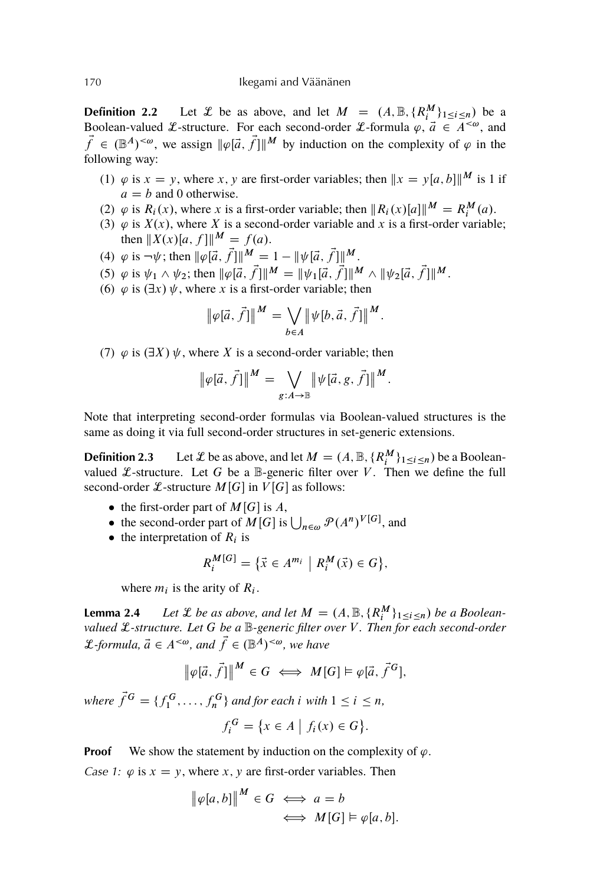**Definition 2.2** Let $\mathcal{L}$ be as above, and let $M = (A, \mathbb{B}, \{R_i^M\}_{1 \le i \le n})$ be a Boolean-valued $\mathcal{L}$-structure. For each second-order $\mathcal{L}$-formula $\varphi$, $\vec{a} \in A^{<\omega}$, and $\vec{f} \in (\mathbb{B}^A)^{<\omega}$, we assign $\|\varphi[\vec{a}, \vec{f}]\|^M$ by induction on the complexity of $\varphi$ in the following way:

1. $\varphi$ is $x = y$, where $x, y$ are first-order variables; then $\|x = y[a, b]\|^M$ is 1 if $a = b$ and 0 otherwise.
2. $\varphi$ is $R_i(x)$, where $x$ is a first-order variable; then $\|R_i(x)[a]\|^M = R_i^M(a)$.
3. $\varphi$ is $X(x)$, where $X$ is a second-order variable and $x$ is a first-order variable; then $\|X(x)[a, f]\|^M = f(a)$.
4. $\varphi$ is $\neg\psi$; then $\|\varphi[\vec{a}, \vec{f}]\|^M = 1 - \|\psi[\vec{a}, \vec{f}]\|^M$.
5. $\varphi$ is $\psi_1 \wedge \psi_2$; then $\|\varphi[\vec{a}, \vec{f}]\|^M = \|\psi_1[\vec{a}, \vec{f}]\|^M \wedge \|\psi_2[\vec{a}, \vec{f}]\|^M$.
6. $\varphi$ is $(\exists x)\, \psi$, where $x$ is a first-order variable; then
$$\left\|\varphi[\vec{a}, \vec{f}]\right\|^M = \bigvee_{b \in A} \left\|\psi[b, \vec{a}, \vec{f}]\right\|^M.$$
7. $\varphi$ is $(\exists X)\, \psi$, where $X$ is a second-order variable; then
$$\left\|\varphi[\vec{a}, \vec{f}]\right\|^M = \bigvee_{g : A \to \mathbb{B}} \left\|\psi[\vec{a}, g, \vec{f}]\right\|^M.$$

Note that interpreting second-order formulas via Boolean-valued structures is the same as doing it via full second-order structures in set-generic extensions.

**Definition 2.3** Let $\mathcal{L}$ be as above, and let $M = (A, \mathbb{B}, \{R_i^M\}_{1 \le i \le n})$ be a Boolean-valued $\mathcal{L}$-structure. Let $G$ be a $\mathbb{B}$-generic filter over $V$. Then we define the full second-order $\mathcal{L}$-structure $M[G]$ in $V[G]$ as follows:

- the first-order part of $M[G]$ is $A$,
- the second-order part of $M[G]$ is $\bigcup_{n \in \omega} \mathcal{P}(A^n)^{V[G]}$, and
- the interpretation of $R_i$ is
$$R_i^{M[G]} = \left\{\vec{x} \in A^{m_i} \;\middle|\; R_i^M(\vec{x}) \in G\right\},$$
where $m_i$ is the arity of $R_i$.

**Lemma 2.4** *Let $\mathcal{L}$ be as above, and let $M = (A, \mathbb{B}, \{R_i^M\}_{1 \le i \le n})$ be a Boolean-valued $\mathcal{L}$-structure. Let $G$ be a $\mathbb{B}$-generic filter over $V$. Then for each second-order $\mathcal{L}$-formula, $\vec{a} \in A^{<\omega}$, and $\vec{f} \in (\mathbb{B}^A)^{<\omega}$, we have*
$$\left\|\varphi[\vec{a}, \vec{f}]\right\|^M \in G \iff M[G] \models \varphi[\vec{a}, \vec{f}^G],$$
*where $\vec{f}^G = \{f_1^G, \ldots, f_n^G\}$ and for each $i$ with $1 \le i \le n$,*
$$f_i^G = \left\{x \in A \;\middle|\; f_i(x) \in G\right\}.$$

**Proof** We show the statement by induction on the complexity of $\varphi$.

*Case 1:* $\varphi$ is $x = y$, where $x, y$ are first-order variables. Then
$$\begin{aligned}\left\|\varphi[a, b]\right\|^M \in G &\iff a = b \\ &\iff M[G] \models \varphi[a, b].\end{aligned}$$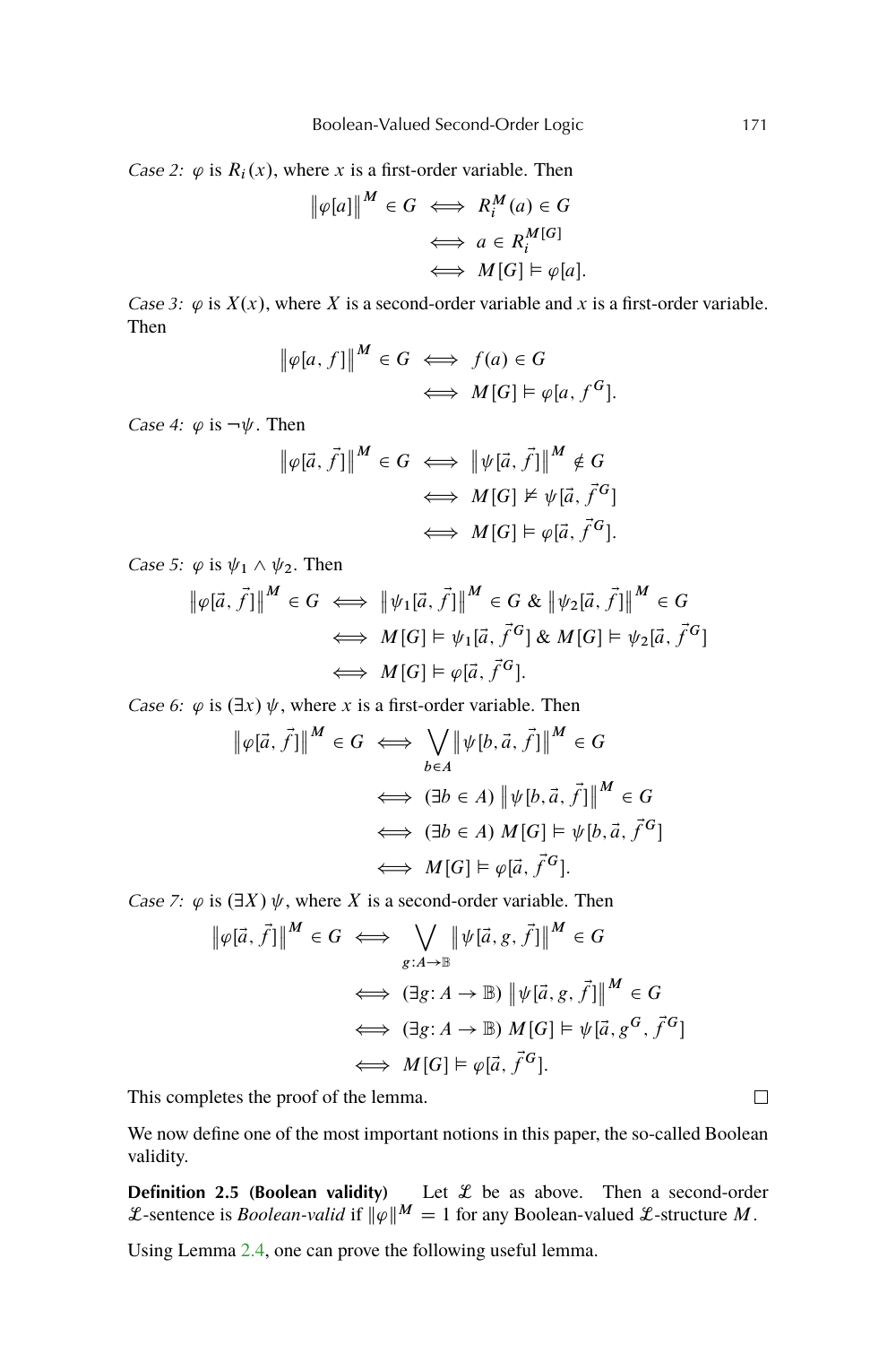*Case 2:* $\varphi$ is $R_i(x)$, where $x$ is a first-order variable. Then

$$\begin{aligned}\left\|\varphi[a]\right\|^M \in G &\iff R_i^M(a) \in G \\ &\iff a \in R_i^{M[G]} \\ &\iff M[G] \vDash \varphi[a].\end{aligned}$$

*Case 3:* $\varphi$ is $X(x)$, where $X$ is a second-order variable and $x$ is a first-order variable. Then

$$\begin{aligned}\left\|\varphi[a, f]\right\|^M \in G &\iff f(a) \in G \\ &\iff M[G] \vDash \varphi[a, f^G].\end{aligned}$$

*Case 4:* $\varphi$ is $\neg\psi$. Then

$$\begin{aligned}\left\|\varphi[\vec{a}, \vec{f}]\right\|^M \in G &\iff \left\|\psi[\vec{a}, \vec{f}]\right\|^M \notin G \\ &\iff M[G] \nvDash \psi[\vec{a}, \vec{f}^G] \\ &\iff M[G] \vDash \varphi[\vec{a}, \vec{f}^G].\end{aligned}$$

*Case 5:* $\varphi$ is $\psi_1 \wedge \psi_2$. Then

$$\begin{aligned}\left\|\varphi[\vec{a}, \vec{f}]\right\|^M \in G &\iff \left\|\psi_1[\vec{a}, \vec{f}]\right\|^M \in G \ \&\ \left\|\psi_2[\vec{a}, \vec{f}]\right\|^M \in G \\ &\iff M[G] \vDash \psi_1[\vec{a}, \vec{f}^G] \ \&\ M[G] \vDash \psi_2[\vec{a}, \vec{f}^G] \\ &\iff M[G] \vDash \varphi[\vec{a}, \vec{f}^G].\end{aligned}$$

*Case 6:* $\varphi$ is $(\exists x)\,\psi$, where $x$ is a first-order variable. Then

$$\begin{aligned}\left\|\varphi[\vec{a}, \vec{f}]\right\|^M \in G &\iff \bigvee_{b \in A} \left\|\psi[b, \vec{a}, \vec{f}]\right\|^M \in G \\ &\iff (\exists b \in A)\ \left\|\psi[b, \vec{a}, \vec{f}]\right\|^M \in G \\ &\iff (\exists b \in A)\ M[G] \vDash \psi[b, \vec{a}, \vec{f}^G] \\ &\iff M[G] \vDash \varphi[\vec{a}, \vec{f}^G].\end{aligned}$$

*Case 7:* $\varphi$ is $(\exists X)\,\psi$, where $X$ is a second-order variable. Then

$$\begin{aligned}\left\|\varphi[\vec{a}, \vec{f}]\right\|^M \in G &\iff \bigvee_{g: A \to \mathbb{B}} \left\|\psi[\vec{a}, g, \vec{f}]\right\|^M \in G \\ &\iff (\exists g: A \to \mathbb{B})\ \left\|\psi[\vec{a}, g, \vec{f}]\right\|^M \in G \\ &\iff (\exists g: A \to \mathbb{B})\ M[G] \vDash \psi[\vec{a}, g^G, \vec{f}^G] \\ &\iff M[G] \vDash \varphi[\vec{a}, \vec{f}^G].\end{aligned}$$

This completes the proof of the lemma. □

We now define one of the most important notions in this paper, the so-called Boolean validity.

**Definition 2.5 (Boolean validity)** Let $\mathcal{L}$ be as above. Then a second-order $\mathcal{L}$-sentence is *Boolean-valid* if $\|\varphi\|^M = 1$ for any Boolean-valued $\mathcal{L}$-structure $M$.

Using Lemma 2.4, one can prove the following useful lemma.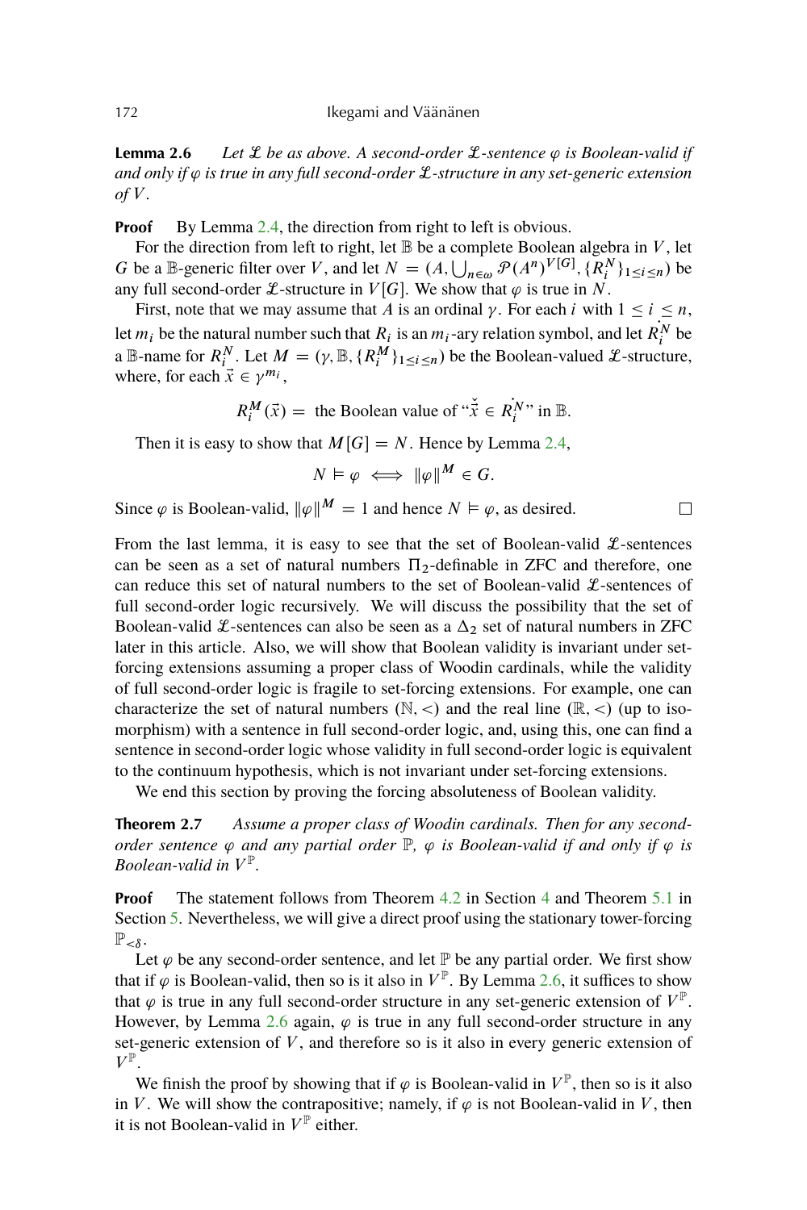**Lemma 2.6** *Let $\mathcal{L}$ be as above. A second-order $\mathcal{L}$-sentence $\varphi$ is Boolean-valid if and only if $\varphi$ is true in any full second-order $\mathcal{L}$-structure in any set-generic extension of $V$.*

**Proof** By Lemma 2.4, the direction from right to left is obvious.

For the direction from left to right, let $\mathbb{B}$ be a complete Boolean algebra in $V$, let $G$ be a $\mathbb{B}$-generic filter over $V$, and let $N = (A, \bigcup_{n\in\omega} \mathcal{P}(A^n)^{V[G]}, \{R_i^N\}_{1\leq i\leq n})$ be any full second-order $\mathcal{L}$-structure in $V[G]$. We show that $\varphi$ is true in $N$.

First, note that we may assume that $A$ is an ordinal $\gamma$. For each $i$ with $1 \leq i \leq n$, let $m_i$ be the natural number such that $R_i$ is an $m_i$-ary relation symbol, and let $\dot{R}_i^N$ be a $\mathbb{B}$-name for $R_i^N$. Let $M = (\gamma, \mathbb{B}, \{R_i^M\}_{1\leq i\leq n})$ be the Boolean-valued $\mathcal{L}$-structure, where, for each $\vec{x} \in \gamma^{m_i}$,

$$R_i^M(\vec{x}) = \text{ the Boolean value of "}\check{\vec{x}} \in \dot{R}_i^N\text{" in } \mathbb{B}.$$

Then it is easy to show that $M[G] = N$. Hence by Lemma 2.4,

$$N \models \varphi \iff \|\varphi\|^M \in G.$$

Since $\varphi$ is Boolean-valid, $\|\varphi\|^M = 1$ and hence $N \models \varphi$, as desired. $\square$

From the last lemma, it is easy to see that the set of Boolean-valid $\mathcal{L}$-sentences can be seen as a set of natural numbers $\Pi_2$-definable in ZFC and therefore, one can reduce this set of natural numbers to the set of Boolean-valid $\mathcal{L}$-sentences of full second-order logic recursively. We will discuss the possibility that the set of Boolean-valid $\mathcal{L}$-sentences can also be seen as a $\Delta_2$ set of natural numbers in ZFC later in this article. Also, we will show that Boolean validity is invariant under set-forcing extensions assuming a proper class of Woodin cardinals, while the validity of full second-order logic is fragile to set-forcing extensions. For example, one can characterize the set of natural numbers $(\mathbb{N}, <)$ and the real line $(\mathbb{R}, <)$ (up to isomorphism) with a sentence in full second-order logic, and, using this, one can find a sentence in second-order logic whose validity in full second-order logic is equivalent to the continuum hypothesis, which is not invariant under set-forcing extensions.

We end this section by proving the forcing absoluteness of Boolean validity.

**Theorem 2.7** *Assume a proper class of Woodin cardinals. Then for any second-order sentence $\varphi$ and any partial order $\mathbb{P}$, $\varphi$ is Boolean-valid if and only if $\varphi$ is Boolean-valid in $V^{\mathbb{P}}$.*

**Proof** The statement follows from Theorem 4.2 in Section 4 and Theorem 5.1 in Section 5. Nevertheless, we will give a direct proof using the stationary tower-forcing $\mathbb{P}_{<\delta}$.

Let $\varphi$ be any second-order sentence, and let $\mathbb{P}$ be any partial order. We first show that if $\varphi$ is Boolean-valid, then so is it also in $V^{\mathbb{P}}$. By Lemma 2.6, it suffices to show that $\varphi$ is true in any full second-order structure in any set-generic extension of $V^{\mathbb{P}}$. However, by Lemma 2.6 again, $\varphi$ is true in any full second-order structure in any set-generic extension of $V$, and therefore so is it also in every generic extension of $V^{\mathbb{P}}$.

We finish the proof by showing that if $\varphi$ is Boolean-valid in $V^{\mathbb{P}}$, then so is it also in $V$. We will show the contrapositive; namely, if $\varphi$ is not Boolean-valid in $V$, then it is not Boolean-valid in $V^{\mathbb{P}}$ either.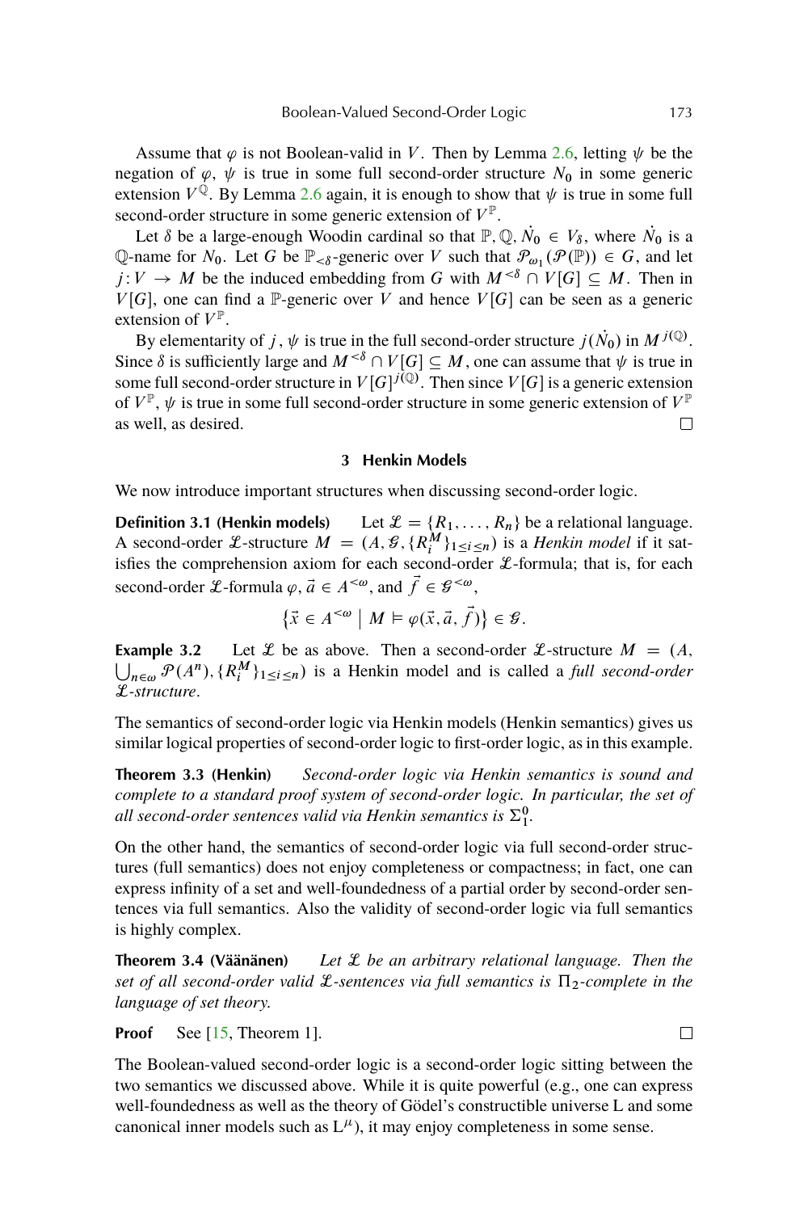Assume that $\varphi$ is not Boolean-valid in $V$. Then by Lemma 2.6, letting $\psi$ be the negation of $\varphi$, $\psi$ is true in some full second-order structure $N_0$ in some generic extension $V^{\mathbb{Q}}$. By Lemma 2.6 again, it is enough to show that $\psi$ is true in some full second-order structure in some generic extension of $V^{\mathbb{P}}$.

Let $\delta$ be a large-enough Woodin cardinal so that $\mathbb{P}, \mathbb{Q}, \dot{N}_0 \in V_\delta$, where $\dot{N}_0$ is a $\mathbb{Q}$-name for $N_0$. Let $G$ be $\mathbb{P}_{<\delta}$-generic over $V$ such that $\mathcal{P}_{\omega_1}(\mathcal{P}(\mathbb{P})) \in G$, and let $j : V \to M$ be the induced embedding from $G$ with $M^{<\delta} \cap V[G] \subseteq M$. Then in $V[G]$, one can find a $\mathbb{P}$-generic over $V$ and hence $V[G]$ can be seen as a generic extension of $V^{\mathbb{P}}$.

By elementarity of $j$, $\psi$ is true in the full second-order structure $j(\dot{N}_0)$ in $M^{j(\mathbb{Q})}$. Since $\delta$ is sufficiently large and $M^{<\delta} \cap V[G] \subseteq M$, one can assume that $\psi$ is true in some full second-order structure in $V[G]^{j(\mathbb{Q})}$. Then since $V[G]$ is a generic extension of $V^{\mathbb{P}}$, $\psi$ is true in some full second-order structure in some generic extension of $V^{\mathbb{P}}$ as well, as desired. □

## 3 Henkin Models

We now introduce important structures when discussing second-order logic.

**Definition 3.1 (Henkin models)** Let $\mathcal{L} = \{R_1, \ldots, R_n\}$ be a relational language. A second-order $\mathcal{L}$-structure $M = (A, \mathcal{G}, \{R_i^M\}_{1 \leq i \leq n})$ is a *Henkin model* if it satisfies the comprehension axiom for each second-order $\mathcal{L}$-formula; that is, for each second-order $\mathcal{L}$-formula $\varphi$, $\vec{a} \in A^{<\omega}$, and $\vec{f} \in \mathcal{G}^{<\omega}$,

$$\left\{\vec{x} \in A^{<\omega} \mid M \vDash \varphi(\vec{x}, \vec{a}, \vec{f})\right\} \in \mathcal{G}.$$

**Example 3.2** Let $\mathcal{L}$ be as above. Then a second-order $\mathcal{L}$-structure $M = (A, \bigcup_{n\in\omega} \mathcal{P}(A^n), \{R_i^M\}_{1 \leq i \leq n})$ is a Henkin model and is called a *full second-order $\mathcal{L}$-structure*.

The semantics of second-order logic via Henkin models (Henkin semantics) gives us similar logical properties of second-order logic to first-order logic, as in this example.

**Theorem 3.3 (Henkin)** *Second-order logic via Henkin semantics is sound and complete to a standard proof system of second-order logic. In particular, the set of all second-order sentences valid via Henkin semantics is $\Sigma^0_1$.*

On the other hand, the semantics of second-order logic via full second-order structures (full semantics) does not enjoy completeness or compactness; in fact, one can express infinity of a set and well-foundedness of a partial order by second-order sentences via full semantics. Also the validity of second-order logic via full semantics is highly complex.

**Theorem 3.4 (Väänänen)** *Let $\mathcal{L}$ be an arbitrary relational language. Then the set of all second-order valid $\mathcal{L}$-sentences via full semantics is $\Pi_2$-complete in the language of set theory.*

**Proof** See [15, Theorem 1]. □

The Boolean-valued second-order logic is a second-order logic sitting between the two semantics we discussed above. While it is quite powerful (e.g., one can express well-foundedness as well as the theory of Gödel's constructible universe L and some canonical inner models such as $\mathrm{L}^\mu$), it may enjoy completeness in some sense.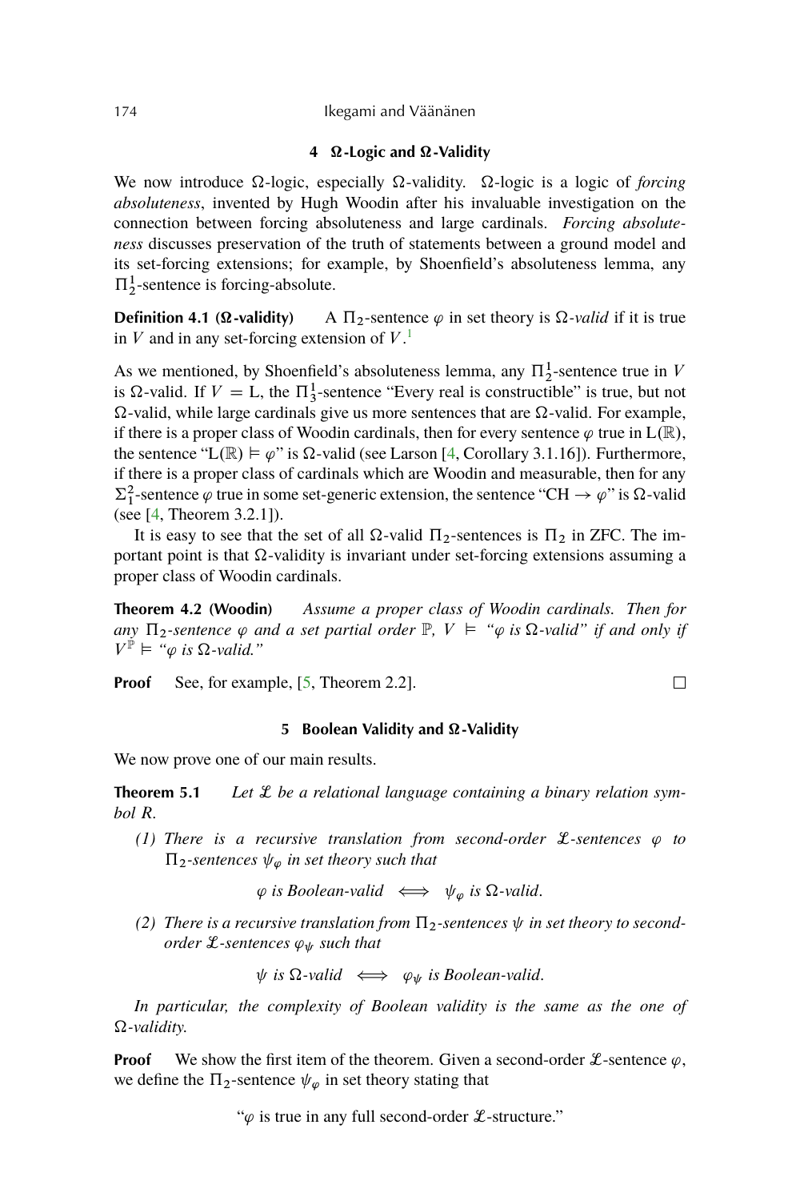## 4 Ω-Logic and Ω-Validity

We now introduce Ω-logic, especially Ω-validity. Ω-logic is a logic of *forcing absoluteness*, invented by Hugh Woodin after his invaluable investigation on the connection between forcing absoluteness and large cardinals. *Forcing absoluteness* discusses preservation of the truth of statements between a ground model and its set-forcing extensions; for example, by Shoenfield's absoluteness lemma, any $\Pi^1_2$-sentence is forcing-absolute.

**Definition 4.1 (Ω-validity)** A $\Pi_2$-sentence $\varphi$ in set theory is Ω-*valid* if it is true in $V$ and in any set-forcing extension of $V$.[1]

As we mentioned, by Shoenfield's absoluteness lemma, any $\Pi^1_2$-sentence true in $V$ is Ω-valid. If $V = \mathrm{L}$, the $\Pi^1_3$-sentence "Every real is constructible" is true, but not Ω-valid, while large cardinals give us more sentences that are Ω-valid. For example, if there is a proper class of Woodin cardinals, then for every sentence $\varphi$ true in $\mathrm{L}(\mathbb{R})$, the sentence "$\mathrm{L}(\mathbb{R}) \models \varphi$" is Ω-valid (see Larson [4, Corollary 3.1.16]). Furthermore, if there is a proper class of cardinals which are Woodin and measurable, then for any $\Sigma^2_1$-sentence $\varphi$ true in some set-generic extension, the sentence "$\mathrm{CH} \to \varphi$" is Ω-valid (see [4, Theorem 3.2.1]).

It is easy to see that the set of all Ω-valid $\Pi_2$-sentences is $\Pi_2$ in ZFC. The important point is that Ω-validity is invariant under set-forcing extensions assuming a proper class of Woodin cardinals.

**Theorem 4.2 (Woodin)** *Assume a proper class of Woodin cardinals. Then for any $\Pi_2$-sentence $\varphi$ and a set partial order $\mathbb{P}$, $V \models$ "$\varphi$ is Ω-valid" if and only if $V^{\mathbb{P}} \models$ "$\varphi$ is Ω-valid."*

**Proof** See, for example, [5, Theorem 2.2]. □

## 5 Boolean Validity and Ω-Validity

We now prove one of our main results.

**Theorem 5.1** *Let $\mathcal{L}$ be a relational language containing a binary relation symbol $R$.*

*(1) There is a recursive translation from second-order $\mathcal{L}$-sentences $\varphi$ to $\Pi_2$-sentences $\psi_\varphi$ in set theory such that*

$$\varphi \text{ is Boolean-valid} \iff \psi_\varphi \text{ is } \Omega\text{-valid}.$$

*(2) There is a recursive translation from $\Pi_2$-sentences $\psi$ in set theory to second-order $\mathcal{L}$-sentences $\varphi_\psi$ such that*

$$\psi \text{ is } \Omega\text{-valid} \iff \varphi_\psi \text{ is Boolean-valid}.$$

*In particular, the complexity of Boolean validity is the same as the one of Ω-validity.*

**Proof** We show the first item of the theorem. Given a second-order $\mathcal{L}$-sentence $\varphi$, we define the $\Pi_2$-sentence $\psi_\varphi$ in set theory stating that

"$\varphi$ is true in any full second-order $\mathcal{L}$-structure."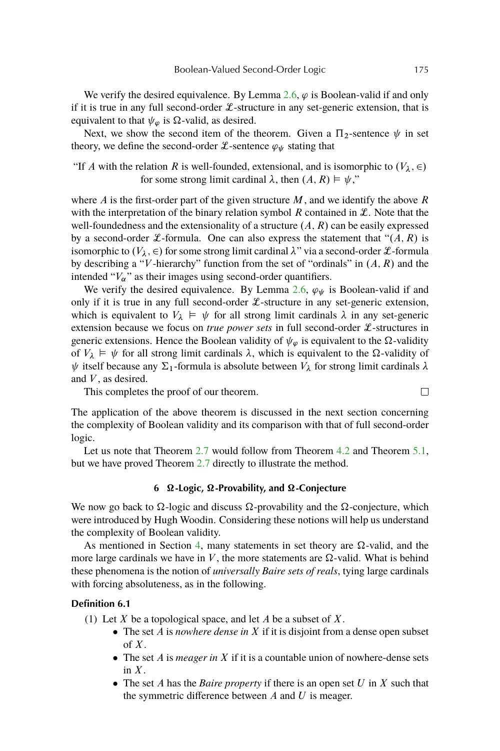We verify the desired equivalence. By Lemma 2.6, $\varphi$ is Boolean-valid if and only if it is true in any full second-order $\mathcal{L}$-structure in any set-generic extension, that is equivalent to that $\psi_\varphi$ is $\Omega$-valid, as desired.

Next, we show the second item of the theorem. Given a $\Pi_2$-sentence $\psi$ in set theory, we define the second-order $\mathcal{L}$-sentence $\varphi_\psi$ stating that

"If $A$ with the relation $R$ is well-founded, extensional, and is isomorphic to $(V_\lambda, \in)$ for some strong limit cardinal $\lambda$, then $(A, R) \vDash \psi$,"

where $A$ is the first-order part of the given structure $M$, and we identify the above $R$ with the interpretation of the binary relation symbol $R$ contained in $\mathcal{L}$. Note that the well-foundedness and the extensionality of a structure $(A, R)$ can be easily expressed by a second-order $\mathcal{L}$-formula. One can also express the statement that "$(A, R)$ is isomorphic to $(V_\lambda, \in)$ for some strong limit cardinal $\lambda$" via a second-order $\mathcal{L}$-formula by describing a "$V$-hierarchy" function from the set of "ordinals" in $(A, R)$ and the intended "$V_\alpha$" as their images using second-order quantifiers.

We verify the desired equivalence. By Lemma 2.6, $\varphi_\psi$ is Boolean-valid if and only if it is true in any full second-order $\mathcal{L}$-structure in any set-generic extension, which is equivalent to $V_\lambda \vDash \psi$ for all strong limit cardinals $\lambda$ in any set-generic extension because we focus on *true power sets* in full second-order $\mathcal{L}$-structures in generic extensions. Hence the Boolean validity of $\psi_\varphi$ is equivalent to the $\Omega$-validity of $V_\lambda \vDash \psi$ for all strong limit cardinals $\lambda$, which is equivalent to the $\Omega$-validity of $\psi$ itself because any $\Sigma_1$-formula is absolute between $V_\lambda$ for strong limit cardinals $\lambda$ and $V$, as desired.

This completes the proof of our theorem. □

The application of the above theorem is discussed in the next section concerning the complexity of Boolean validity and its comparison with that of full second-order logic.

Let us note that Theorem 2.7 would follow from Theorem 4.2 and Theorem 5.1, but we have proved Theorem 2.7 directly to illustrate the method.

## 6 Ω-Logic, Ω-Provability, and Ω-Conjecture

We now go back to $\Omega$-logic and discuss $\Omega$-provability and the $\Omega$-conjecture, which were introduced by Hugh Woodin. Considering these notions will help us understand the complexity of Boolean validity.

As mentioned in Section 4, many statements in set theory are $\Omega$-valid, and the more large cardinals we have in $V$, the more statements are $\Omega$-valid. What is behind these phenomena is the notion of *universally Baire sets of reals*, tying large cardinals with forcing absoluteness, as in the following.

**Definition 6.1**

(1) Let $X$ be a topological space, and let $A$ be a subset of $X$.
- The set $A$ is *nowhere dense in $X$* if it is disjoint from a dense open subset of $X$.
- The set $A$ is *meager in $X$* if it is a countable union of nowhere-dense sets in $X$.
- The set $A$ has the *Baire property* if there is an open set $U$ in $X$ such that the symmetric difference between $A$ and $U$ is meager.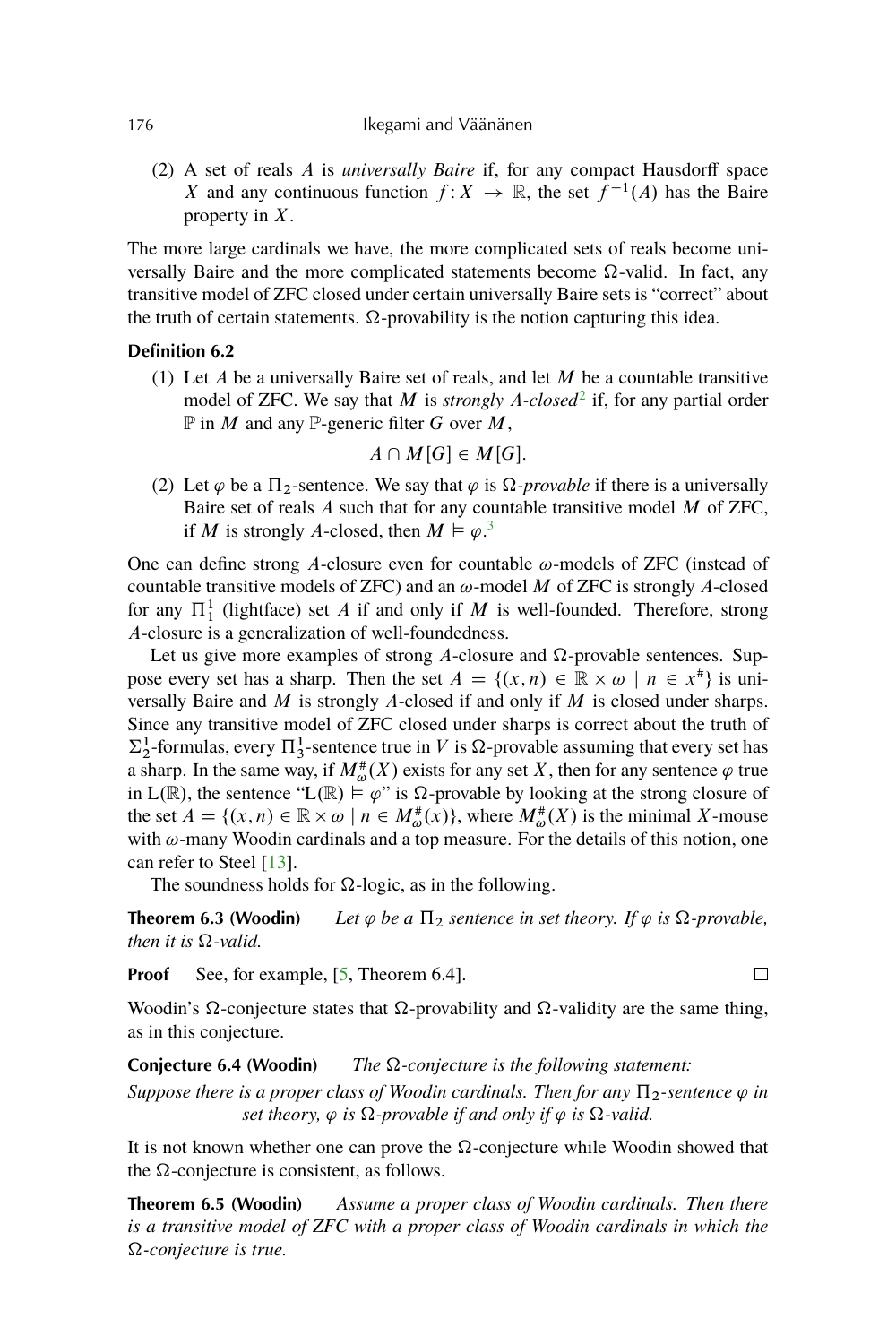(2) A set of reals $A$ is *universally Baire* if, for any compact Hausdorff space $X$ and any continuous function $f : X \to \mathbb{R}$, the set $f^{-1}(A)$ has the Baire property in $X$.

The more large cardinals we have, the more complicated sets of reals become universally Baire and the more complicated statements become $\Omega$-valid. In fact, any transitive model of ZFC closed under certain universally Baire sets is "correct" about the truth of certain statements. $\Omega$-provability is the notion capturing this idea.

**Definition 6.2**

(1) Let $A$ be a universally Baire set of reals, and let $M$ be a countable transitive model of ZFC. We say that $M$ is *strongly A-closed*[2] if, for any partial order $\mathbb{P}$ in $M$ and any $\mathbb{P}$-generic filter $G$ over $M$,

$$A \cap M[G] \in M[G].$$

(2) Let $\varphi$ be a $\Pi_2$-sentence. We say that $\varphi$ is *$\Omega$-provable* if there is a universally Baire set of reals $A$ such that for any countable transitive model $M$ of ZFC, if $M$ is strongly $A$-closed, then $M \vDash \varphi$.[3]

One can define strong $A$-closure even for countable $\omega$-models of ZFC (instead of countable transitive models of ZFC) and an $\omega$-model $M$ of ZFC is strongly $A$-closed for any $\Pi^1_1$ (lightface) set $A$ if and only if $M$ is well-founded. Therefore, strong $A$-closure is a generalization of well-foundedness.

Let us give more examples of strong $A$-closure and $\Omega$-provable sentences. Suppose every set has a sharp. Then the set $A = \{(x, n) \in \mathbb{R} \times \omega \mid n \in x^{\#}\}$ is universally Baire and $M$ is strongly $A$-closed if and only if $M$ is closed under sharps. Since any transitive model of ZFC closed under sharps is correct about the truth of $\Sigma^1_2$-formulas, every $\Pi^1_3$-sentence true in $V$ is $\Omega$-provable assuming that every set has a sharp. In the same way, if $M^{\#}_{\omega}(X)$ exists for any set $X$, then for any sentence $\varphi$ true in $L(\mathbb{R})$, the sentence "$L(\mathbb{R}) \vDash \varphi$" is $\Omega$-provable by looking at the strong closure of the set $A = \{(x, n) \in \mathbb{R} \times \omega \mid n \in M^{\#}_{\omega}(x)\}$, where $M^{\#}_{\omega}(X)$ is the minimal $X$-mouse with $\omega$-many Woodin cardinals and a top measure. For the details of this notion, one can refer to Steel [13].

The soundness holds for $\Omega$-logic, as in the following.

**Theorem 6.3 (Woodin)** *Let $\varphi$ be a $\Pi_2$ sentence in set theory. If $\varphi$ is $\Omega$-provable, then it is $\Omega$-valid.*

**Proof** See, for example, [5, Theorem 6.4]. □

Woodin's $\Omega$-conjecture states that $\Omega$-provability and $\Omega$-validity are the same thing, as in this conjecture.

**Conjecture 6.4 (Woodin)** *The $\Omega$-conjecture is the following statement:*

*Suppose there is a proper class of Woodin cardinals. Then for any $\Pi_2$-sentence $\varphi$ in set theory, $\varphi$ is $\Omega$-provable if and only if $\varphi$ is $\Omega$-valid.*

It is not known whether one can prove the $\Omega$-conjecture while Woodin showed that the $\Omega$-conjecture is consistent, as follows.

**Theorem 6.5 (Woodin)** *Assume a proper class of Woodin cardinals. Then there is a transitive model of ZFC with a proper class of Woodin cardinals in which the $\Omega$-conjecture is true.*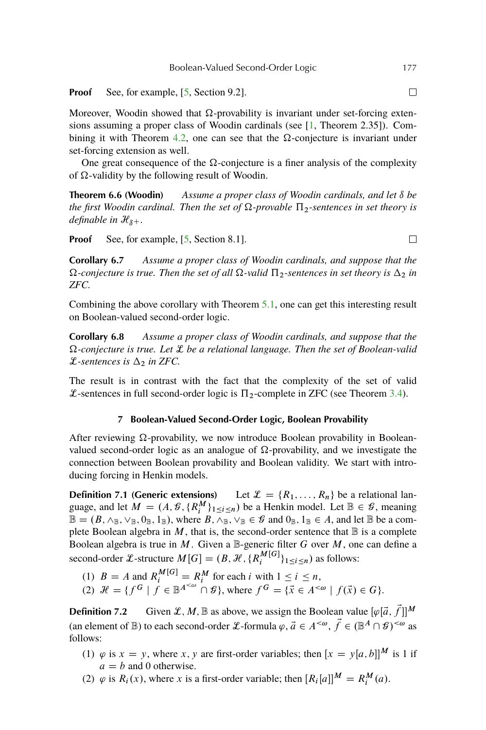**Proof** See, for example, [5, Section 9.2]. □

Moreover, Woodin showed that $\Omega$-provability is invariant under set-forcing extensions assuming a proper class of Woodin cardinals (see [1, Theorem 2.35]). Combining it with Theorem 4.2, one can see that the $\Omega$-conjecture is invariant under set-forcing extension as well.

One great consequence of the $\Omega$-conjecture is a finer analysis of the complexity of $\Omega$-validity by the following result of Woodin.

**Theorem 6.6 (Woodin)** *Assume a proper class of Woodin cardinals, and let $\delta$ be the first Woodin cardinal. Then the set of $\Omega$-provable $\Pi_2$-sentences in set theory is definable in $\mathcal{H}_{\delta^+}$.*

**Proof** See, for example, [5, Section 8.1]. □

**Corollary 6.7** *Assume a proper class of Woodin cardinals, and suppose that the $\Omega$-conjecture is true. Then the set of all $\Omega$-valid $\Pi_2$-sentences in set theory is $\Delta_2$ in ZFC.*

Combining the above corollary with Theorem 5.1, one can get this interesting result on Boolean-valued second-order logic.

**Corollary 6.8** *Assume a proper class of Woodin cardinals, and suppose that the $\Omega$-conjecture is true. Let $\mathcal{L}$ be a relational language. Then the set of Boolean-valid $\mathcal{L}$-sentences is $\Delta_2$ in ZFC.*

The result is in contrast with the fact that the complexity of the set of valid $\mathcal{L}$-sentences in full second-order logic is $\Pi_2$-complete in ZFC (see Theorem 3.4).

## 7 Boolean-Valued Second-Order Logic, Boolean Provability

After reviewing $\Omega$-provability, we now introduce Boolean provability in Boolean-valued second-order logic as an analogue of $\Omega$-provability, and we investigate the connection between Boolean provability and Boolean validity. We start with introducing forcing in Henkin models.

**Definition 7.1 (Generic extensions)** Let $\mathcal{L} = \{R_1, \ldots, R_n\}$ be a relational language, and let $M = (A, \mathcal{G}, \{R_i^M\}_{1 \le i \le n})$ be a Henkin model. Let $\mathbb{B} \in \mathcal{G}$, meaning $\mathbb{B} = (B, \wedge_{\mathbb{B}}, \vee_{\mathbb{B}}, 0_{\mathbb{B}}, 1_{\mathbb{B}})$, where $B, \wedge_{\mathbb{B}}, \vee_{\mathbb{B}} \in \mathcal{G}$ and $0_{\mathbb{B}}, 1_{\mathbb{B}} \in A$, and let $\mathbb{B}$ be a complete Boolean algebra in $M$, that is, the second-order sentence that $\mathbb{B}$ is a complete Boolean algebra is true in $M$. Given a $\mathbb{B}$-generic filter $G$ over $M$, one can define a second-order $\mathcal{L}$-structure $M[G] = (B, \mathcal{H}, \{R_i^{M[G]}\}_{1 \le i \le n})$ as follows:

(1) $B = A$ and $R_i^{M[G]} = R_i^M$ for each $i$ with $1 \le i \le n$,

(2) $\mathcal{H} = \{f^G \mid f \in \mathbb{B}^{A^{<\omega}} \cap \mathcal{G}\}$, where $f^G = \{\vec{x} \in A^{<\omega} \mid f(\vec{x}) \in G\}$.

**Definition 7.2** Given $\mathcal{L}, M, \mathbb{B}$ as above, we assign the Boolean value $[\varphi[\vec{a}, \vec{f}]]^M$ (an element of $\mathbb{B}$) to each second-order $\mathcal{L}$-formula $\varphi$, $\vec{a} \in A^{<\omega}$, $\vec{f} \in (\mathbb{B}^A \cap \mathcal{G})^{<\omega}$ as follows:

(1) $\varphi$ is $x = y$, where $x, y$ are first-order variables; then $[x = y[a, b]]^M$ is 1 if $a = b$ and 0 otherwise.

(2) $\varphi$ is $R_i(x)$, where $x$ is a first-order variable; then $[R_i[a]]^M = R_i^M(a)$.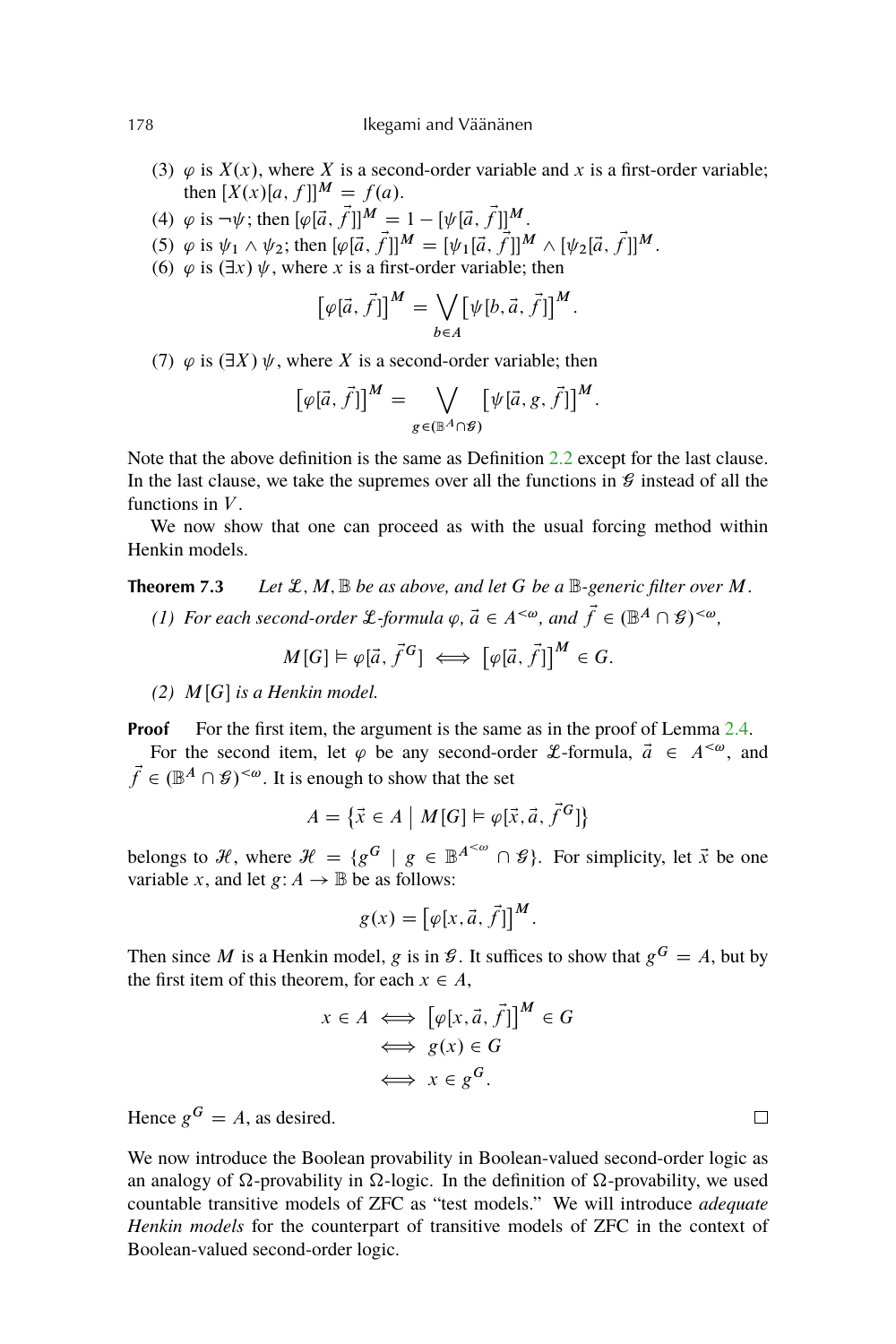(3) $\varphi$ is $X(x)$, where $X$ is a second-order variable and $x$ is a first-order variable; then $[X(x)[a, f]]^M = f(a)$.

(4) $\varphi$ is $\neg\psi$; then $[\varphi[\vec{a}, \vec{f}]]^M = 1 - [\psi[\vec{a}, \vec{f}]]^M$.

(5) $\varphi$ is $\psi_1 \wedge \psi_2$; then $[\varphi[\vec{a}, \vec{f}]]^M = [\psi_1[\vec{a}, \vec{f}]]^M \wedge [\psi_2[\vec{a}, \vec{f}]]^M$.

(6) $\varphi$ is $(\exists x)\, \psi$, where $x$ is a first-order variable; then

$$\big[\varphi[\vec{a}, \vec{f}]\big]^M = \bigvee_{b \in A} \big[\psi[b, \vec{a}, \vec{f}]\big]^M.$$

(7) $\varphi$ is $(\exists X)\, \psi$, where $X$ is a second-order variable; then

$$\big[\varphi[\vec{a}, \vec{f}]\big]^M = \bigvee_{g \in (\mathbb{B}^A \cap \mathcal{G})} \big[\psi[\vec{a}, g, \vec{f}]\big]^M.$$

Note that the above definition is the same as Definition 2.2 except for the last clause. In the last clause, we take the supremes over all the functions in $\mathcal{G}$ instead of all the functions in $V$.

We now show that one can proceed as with the usual forcing method within Henkin models.

**Theorem 7.3** *Let $\mathcal{L}, M, \mathbb{B}$ be as above, and let $G$ be a $\mathbb{B}$-generic filter over $M$.*

*(1) For each second-order $\mathcal{L}$-formula $\varphi$, $\vec{a} \in A^{<\omega}$, and $\vec{f} \in (\mathbb{B}^A \cap \mathcal{G})^{<\omega}$,*

$$M[G] \vDash \varphi[\vec{a}, \vec{f}^G] \iff \big[\varphi[\vec{a}, \vec{f}]\big]^M \in G.$$

*(2) $M[G]$ is a Henkin model.*

**Proof** For the first item, the argument is the same as in the proof of Lemma 2.4.

For the second item, let $\varphi$ be any second-order $\mathcal{L}$-formula, $\vec{a} \in A^{<\omega}$, and $\vec{f} \in (\mathbb{B}^A \cap \mathcal{G})^{<\omega}$. It is enough to show that the set

$$A = \big\{\vec{x} \in A \bigm| M[G] \vDash \varphi[\vec{x}, \vec{a}, \vec{f}^G]\big\}$$

belongs to $\mathcal{H}$, where $\mathcal{H} = \{g^G \mid g \in \mathbb{B}^{A^{<\omega}} \cap \mathcal{G}\}$. For simplicity, let $\vec{x}$ be one variable $x$, and let $g\colon A \to \mathbb{B}$ be as follows:

$$g(x) = \big[\varphi[x, \vec{a}, \vec{f}]\big]^M.$$

Then since $M$ is a Henkin model, $g$ is in $\mathcal{G}$. It suffices to show that $g^G = A$, but by the first item of this theorem, for each $x \in A$,

$$\begin{aligned} x \in A &\iff \big[\varphi[x, \vec{a}, \vec{f}]\big]^M \in G \\ &\iff g(x) \in G \\ &\iff x \in g^G. \end{aligned}$$

Hence $g^G = A$, as desired. $\square$

We now introduce the Boolean provability in Boolean-valued second-order logic as an analogy of $\Omega$-provability in $\Omega$-logic. In the definition of $\Omega$-provability, we used countable transitive models of ZFC as "test models." We will introduce *adequate Henkin models* for the counterpart of transitive models of ZFC in the context of Boolean-valued second-order logic.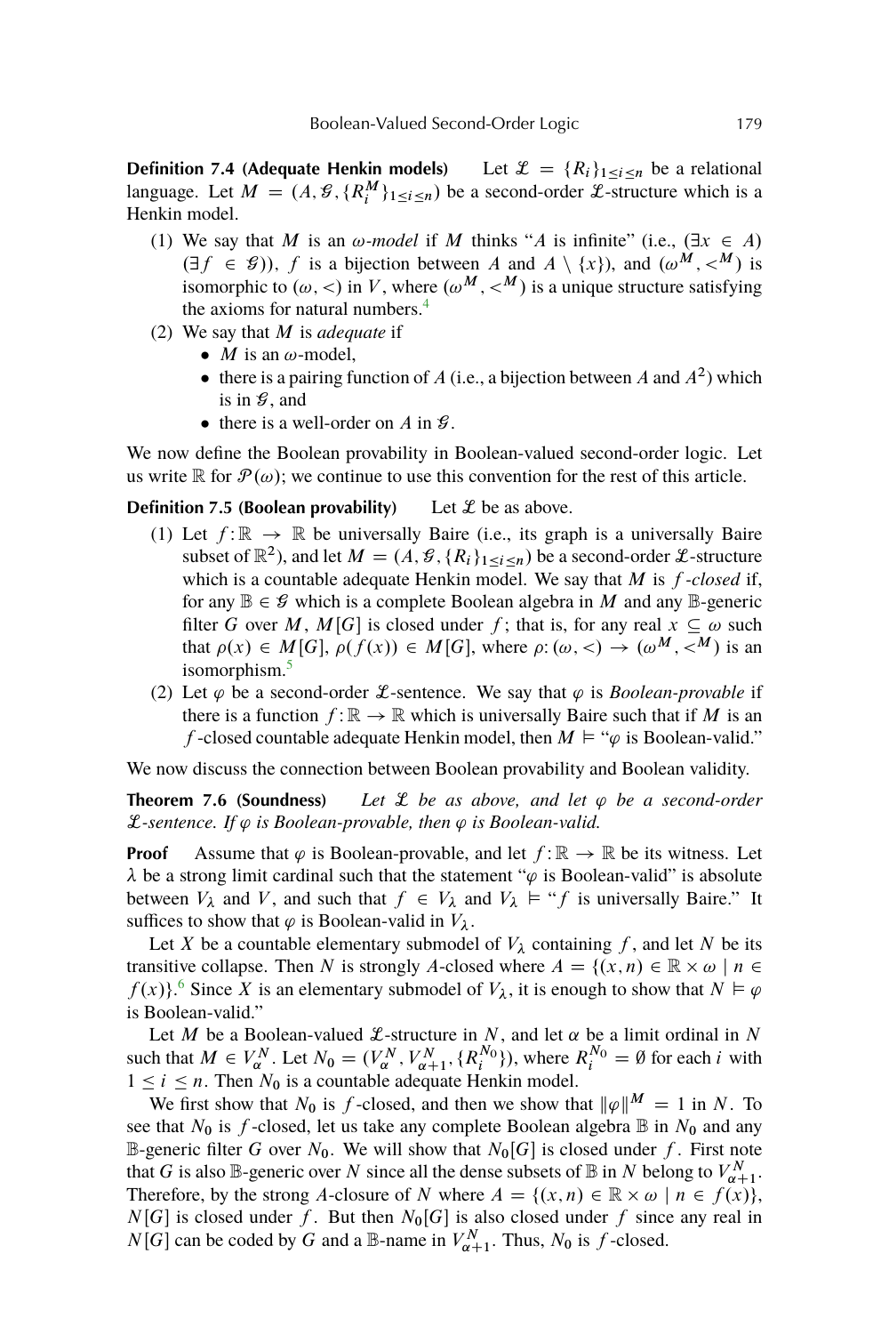**Definition 7.4 (Adequate Henkin models)** Let $\mathcal{L} = \{R_i\}_{1 \leq i \leq n}$ be a relational language. Let $M = (A, \mathcal{G}, \{R_i^M\}_{1 \leq i \leq n})$ be a second-order $\mathcal{L}$-structure which is a Henkin model.

1. We say that $M$ is an *$\omega$-model* if $M$ thinks "$A$ is infinite" (i.e., $(\exists x \in A)$ $(\exists f \in \mathcal{G})$), $f$ is a bijection between $A$ and $A \setminus \{x\}$), and $(\omega^M, <^M)$ is isomorphic to $(\omega, <)$ in $V$, where $(\omega^M, <^M)$ is a unique structure satisfying the axioms for natural numbers.[4]
2. We say that $M$ is *adequate* if
   - $M$ is an $\omega$-model,
   - there is a pairing function of $A$ (i.e., a bijection between $A$ and $A^2$) which is in $\mathcal{G}$, and
   - there is a well-order on $A$ in $\mathcal{G}$.

We now define the Boolean provability in Boolean-valued second-order logic. Let us write $\mathbb{R}$ for $\mathcal{P}(\omega)$; we continue to use this convention for the rest of this article.

**Definition 7.5 (Boolean provability)** Let $\mathcal{L}$ be as above.

1. Let $f : \mathbb{R} \to \mathbb{R}$ be universally Baire (i.e., its graph is a universally Baire subset of $\mathbb{R}^2$), and let $M = (A, \mathcal{G}, \{R_i\}_{1 \leq i \leq n})$ be a second-order $\mathcal{L}$-structure which is a countable adequate Henkin model. We say that $M$ is *$f$-closed* if, for any $\mathbb{B} \in \mathcal{G}$ which is a complete Boolean algebra in $M$ and any $\mathbb{B}$-generic filter $G$ over $M$, $M[G]$ is closed under $f$; that is, for any real $x \subseteq \omega$ such that $\rho(x) \in M[G]$, $\rho(f(x)) \in M[G]$, where $\rho : (\omega, <) \to (\omega^M, <^M)$ is an isomorphism.[5]
2. Let $\varphi$ be a second-order $\mathcal{L}$-sentence. We say that $\varphi$ is *Boolean-provable* if there is a function $f : \mathbb{R} \to \mathbb{R}$ which is universally Baire such that if $M$ is an $f$-closed countable adequate Henkin model, then $M \models$ "$\varphi$ is Boolean-valid."

We now discuss the connection between Boolean provability and Boolean validity.

**Theorem 7.6 (Soundness)** *Let $\mathcal{L}$ be as above, and let $\varphi$ be a second-order $\mathcal{L}$-sentence. If $\varphi$ is Boolean-provable, then $\varphi$ is Boolean-valid.*

**Proof** Assume that $\varphi$ is Boolean-provable, and let $f : \mathbb{R} \to \mathbb{R}$ be its witness. Let $\lambda$ be a strong limit cardinal such that the statement "$\varphi$ is Boolean-valid" is absolute between $V_\lambda$ and $V$, and such that $f \in V_\lambda$ and $V_\lambda \models$ "$f$ is universally Baire." It suffices to show that $\varphi$ is Boolean-valid in $V_\lambda$.

Let $X$ be a countable elementary submodel of $V_\lambda$ containing $f$, and let $N$ be its transitive collapse. Then $N$ is strongly $A$-closed where $A = \{(x, n) \in \mathbb{R} \times \omega \mid n \in f(x)\}$.[6] Since $X$ is an elementary submodel of $V_\lambda$, it is enough to show that $N \models \varphi$ is Boolean-valid."

Let $M$ be a Boolean-valued $\mathcal{L}$-structure in $N$, and let $\alpha$ be a limit ordinal in $N$ such that $M \in V_\alpha^N$. Let $N_0 = (V_\alpha^N, V_{\alpha+1}^N, \{R_i^{N_0}\})$, where $R_i^{N_0} = \emptyset$ for each $i$ with $1 \leq i \leq n$. Then $N_0$ is a countable adequate Henkin model.

We first show that $N_0$ is $f$-closed, and then we show that $\|\varphi\|^M = 1$ in $N$. To see that $N_0$ is $f$-closed, let us take any complete Boolean algebra $\mathbb{B}$ in $N_0$ and any $\mathbb{B}$-generic filter $G$ over $N_0$. We will show that $N_0[G]$ is closed under $f$. First note that $G$ is also $\mathbb{B}$-generic over $N$ since all the dense subsets of $\mathbb{B}$ in $N$ belong to $V_{\alpha+1}^N$. Therefore, by the strong $A$-closure of $N$ where $A = \{(x, n) \in \mathbb{R} \times \omega \mid n \in f(x)\}$, $N[G]$ is closed under $f$. But then $N_0[G]$ is also closed under $f$ since any real in $N[G]$ can be coded by $G$ and a $\mathbb{B}$-name in $V_{\alpha+1}^N$. Thus, $N_0$ is $f$-closed.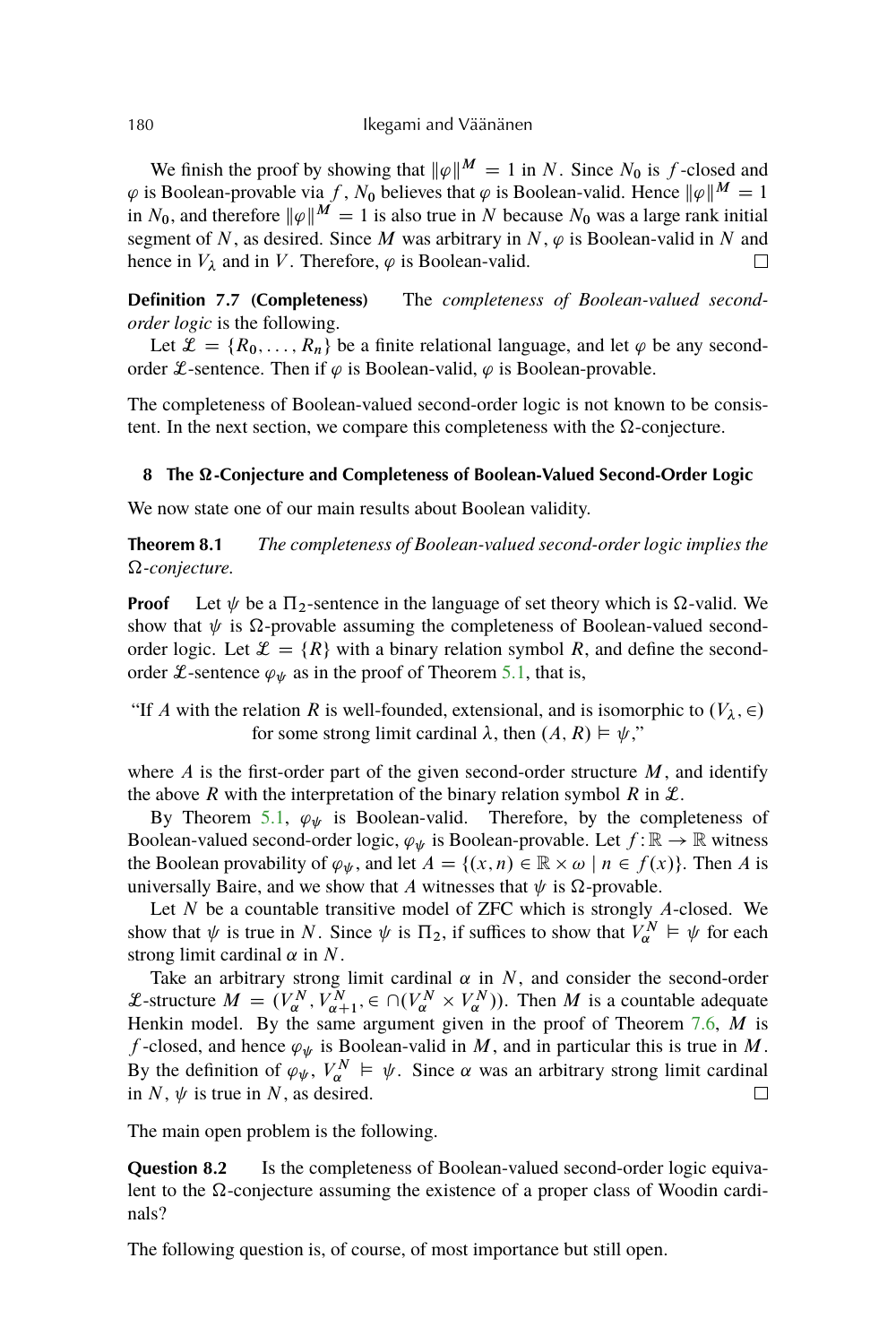We finish the proof by showing that $\|\varphi\|^M = 1$ in $N$. Since $N_0$ is $f$-closed and $\varphi$ is Boolean-provable via $f$, $N_0$ believes that $\varphi$ is Boolean-valid. Hence $\|\varphi\|^M = 1$ in $N_0$, and therefore $\|\varphi\|^M = 1$ is also true in $N$ because $N_0$ was a large rank initial segment of $N$, as desired. Since $M$ was arbitrary in $N$, $\varphi$ is Boolean-valid in $N$ and hence in $V_\lambda$ and in $V$. Therefore, $\varphi$ is Boolean-valid. □

**Definition 7.7 (Completeness)** The *completeness of Boolean-valued second-order logic* is the following.

Let $\mathcal{L} = \{R_0, \ldots, R_n\}$ be a finite relational language, and let $\varphi$ be any second-order $\mathcal{L}$-sentence. Then if $\varphi$ is Boolean-valid, $\varphi$ is Boolean-provable.

The completeness of Boolean-valued second-order logic is not known to be consistent. In the next section, we compare this completeness with the $\Omega$-conjecture.

## 8 The Ω-Conjecture and Completeness of Boolean-Valued Second-Order Logic

We now state one of our main results about Boolean validity.

**Theorem 8.1** *The completeness of Boolean-valued second-order logic implies the $\Omega$-conjecture.*

**Proof** Let $\psi$ be a $\Pi_2$-sentence in the language of set theory which is $\Omega$-valid. We show that $\psi$ is $\Omega$-provable assuming the completeness of Boolean-valued second-order logic. Let $\mathcal{L} = \{R\}$ with a binary relation symbol $R$, and define the second-order $\mathcal{L}$-sentence $\varphi_\psi$ as in the proof of Theorem 5.1, that is,

"If $A$ with the relation $R$ is well-founded, extensional, and is isomorphic to $(V_\lambda, \in)$ for some strong limit cardinal $\lambda$, then $(A, R) \models \psi$,"

where $A$ is the first-order part of the given second-order structure $M$, and identify the above $R$ with the interpretation of the binary relation symbol $R$ in $\mathcal{L}$.

By Theorem 5.1, $\varphi_\psi$ is Boolean-valid. Therefore, by the completeness of Boolean-valued second-order logic, $\varphi_\psi$ is Boolean-provable. Let $f : \mathbb{R} \to \mathbb{R}$ witness the Boolean provability of $\varphi_\psi$, and let $A = \{(x, n) \in \mathbb{R} \times \omega \mid n \in f(x)\}$. Then $A$ is universally Baire, and we show that $A$ witnesses that $\psi$ is $\Omega$-provable.

Let $N$ be a countable transitive model of ZFC which is strongly $A$-closed. We show that $\psi$ is true in $N$. Since $\psi$ is $\Pi_2$, if suffices to show that $V_\alpha^N \models \psi$ for each strong limit cardinal $\alpha$ in $N$.

Take an arbitrary strong limit cardinal $\alpha$ in $N$, and consider the second-order $\mathcal{L}$-structure $M = (V_\alpha^N, V_{\alpha+1}^N, \in \cap (V_\alpha^N \times V_\alpha^N))$. Then $M$ is a countable adequate Henkin model. By the same argument given in the proof of Theorem 7.6, $M$ is $f$-closed, and hence $\varphi_\psi$ is Boolean-valid in $M$, and in particular this is true in $M$. By the definition of $\varphi_\psi$, $V_\alpha^N \models \psi$. Since $\alpha$ was an arbitrary strong limit cardinal in $N$, $\psi$ is true in $N$, as desired. □

The main open problem is the following.

**Question 8.2** Is the completeness of Boolean-valued second-order logic equivalent to the $\Omega$-conjecture assuming the existence of a proper class of Woodin cardinals?

The following question is, of course, of most importance but still open.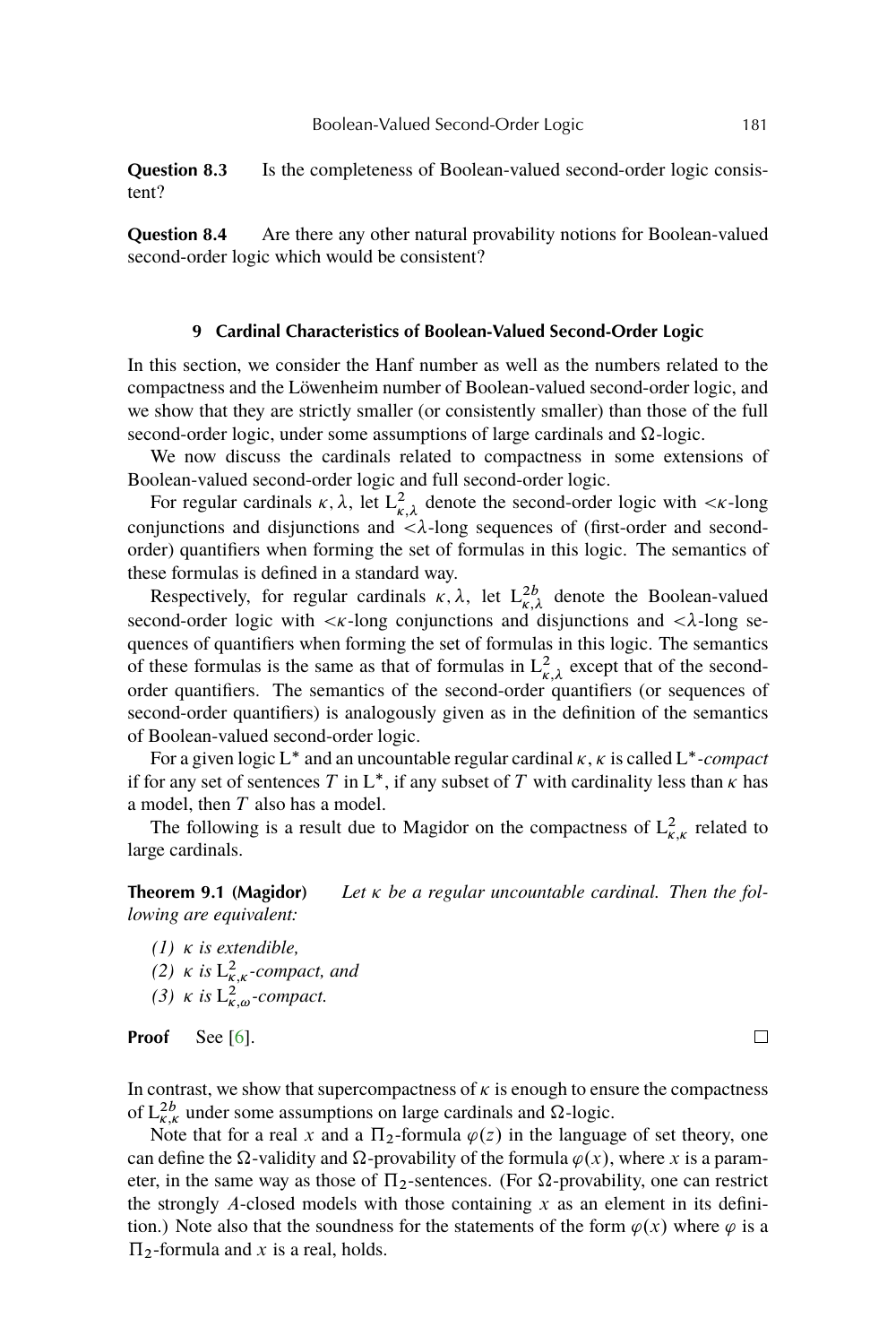**Question 8.3** Is the completeness of Boolean-valued second-order logic consistent?

**Question 8.4** Are there any other natural provability notions for Boolean-valued second-order logic which would be consistent?

## 9 Cardinal Characteristics of Boolean-Valued Second-Order Logic

In this section, we consider the Hanf number as well as the numbers related to the compactness and the Löwenheim number of Boolean-valued second-order logic, and we show that they are strictly smaller (or consistently smaller) than those of the full second-order logic, under some assumptions of large cardinals and $\Omega$-logic.

We now discuss the cardinals related to compactness in some extensions of Boolean-valued second-order logic and full second-order logic.

For regular cardinals $\kappa, \lambda$, let $\mathrm{L}^2_{\kappa,\lambda}$ denote the second-order logic with $<\kappa$-long conjunctions and disjunctions and $<\lambda$-long sequences of (first-order and second-order) quantifiers when forming the set of formulas in this logic. The semantics of these formulas is defined in a standard way.

Respectively, for regular cardinals $\kappa, \lambda$, let $\mathrm{L}^{2b}_{\kappa,\lambda}$ denote the Boolean-valued second-order logic with $<\kappa$-long conjunctions and disjunctions and $<\lambda$-long sequences of quantifiers when forming the set of formulas in this logic. The semantics of these formulas is the same as that of formulas in $\mathrm{L}^2_{\kappa,\lambda}$ except that of the second-order quantifiers. The semantics of the second-order quantifiers (or sequences of second-order quantifiers) is analogously given as in the definition of the semantics of Boolean-valued second-order logic.

For a given logic $\mathrm{L}^*$ and an uncountable regular cardinal $\kappa$, $\kappa$ is called $\mathrm{L}^*$-*compact* if for any set of sentences $T$ in $\mathrm{L}^*$, if any subset of $T$ with cardinality less than $\kappa$ has a model, then $T$ also has a model.

The following is a result due to Magidor on the compactness of $\mathrm{L}^2_{\kappa,\kappa}$ related to large cardinals.

**Theorem 9.1 (Magidor)** *Let $\kappa$ be a regular uncountable cardinal. Then the following are equivalent:*

*(1) $\kappa$ is extendible,*
*(2) $\kappa$ is $\mathrm{L}^2_{\kappa,\kappa}$-compact, and*
*(3) $\kappa$ is $\mathrm{L}^2_{\kappa,\omega}$-compact.*

**Proof** See [6]. □

In contrast, we show that supercompactness of $\kappa$ is enough to ensure the compactness of $\mathrm{L}^{2b}_{\kappa,\kappa}$ under some assumptions on large cardinals and $\Omega$-logic.

Note that for a real $x$ and a $\Pi_2$-formula $\varphi(z)$ in the language of set theory, one can define the $\Omega$-validity and $\Omega$-provability of the formula $\varphi(x)$, where $x$ is a parameter, in the same way as those of $\Pi_2$-sentences. (For $\Omega$-provability, one can restrict the strongly $A$-closed models with those containing $x$ as an element in its definition.) Note also that the soundness for the statements of the form $\varphi(x)$ where $\varphi$ is a $\Pi_2$-formula and $x$ is a real, holds.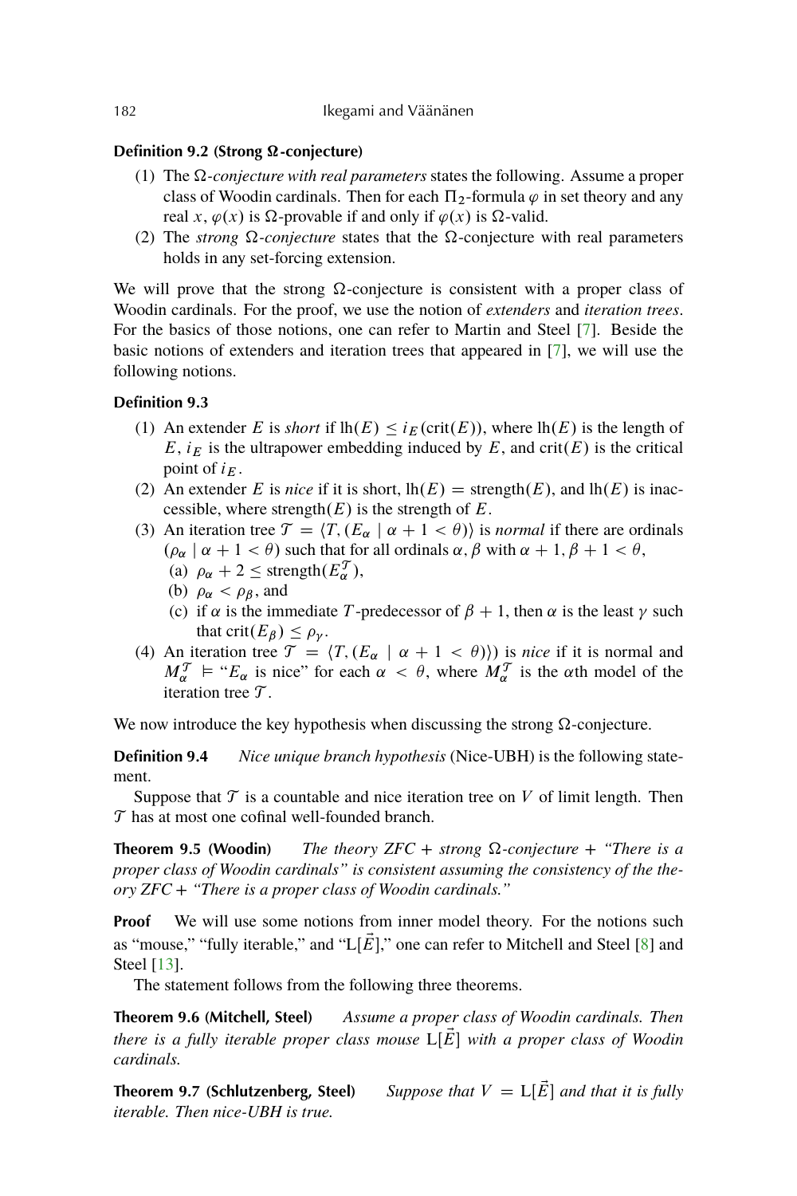**Definition 9.2 (Strong $\Omega$-conjecture)**

1. The *$\Omega$-conjecture with real parameters* states the following. Assume a proper class of Woodin cardinals. Then for each $\Pi_2$-formula $\varphi$ in set theory and any real $x$, $\varphi(x)$ is $\Omega$-provable if and only if $\varphi(x)$ is $\Omega$-valid.
2. The *strong $\Omega$-conjecture* states that the $\Omega$-conjecture with real parameters holds in any set-forcing extension.

We will prove that the strong $\Omega$-conjecture is consistent with a proper class of Woodin cardinals. For the proof, we use the notion of *extenders* and *iteration trees*. For the basics of those notions, one can refer to Martin and Steel [7]. Beside the basic notions of extenders and iteration trees that appeared in [7], we will use the following notions.

**Definition 9.3**

1. An extender $E$ is *short* if $\mathrm{lh}(E) \leq i_E(\mathrm{crit}(E))$, where $\mathrm{lh}(E)$ is the length of $E$, $i_E$ is the ultrapower embedding induced by $E$, and $\mathrm{crit}(E)$ is the critical point of $i_E$.
2. An extender $E$ is *nice* if it is short, $\mathrm{lh}(E) = \mathrm{strength}(E)$, and $\mathrm{lh}(E)$ is inaccessible, where $\mathrm{strength}(E)$ is the strength of $E$.
3. An iteration tree $\mathcal{T} = \langle T, (E_\alpha \mid \alpha + 1 < \theta)\rangle$ is *normal* if there are ordinals $(\rho_\alpha \mid \alpha + 1 < \theta)$ such that for all ordinals $\alpha, \beta$ with $\alpha + 1, \beta + 1 < \theta$,
   (a) $\rho_\alpha + 2 \leq \mathrm{strength}(E_\alpha^{\mathcal{T}})$,
   (b) $\rho_\alpha < \rho_\beta$, and
   (c) if $\alpha$ is the immediate $T$-predecessor of $\beta + 1$, then $\alpha$ is the least $\gamma$ such that $\mathrm{crit}(E_\beta) \leq \rho_\gamma$.
4. An iteration tree $\mathcal{T} = \langle T, (E_\alpha \mid \alpha + 1 < \theta)\rangle)$ is *nice* if it is normal and $M_\alpha^{\mathcal{T}} \models$ "$E_\alpha$ is nice" for each $\alpha < \theta$, where $M_\alpha^{\mathcal{T}}$ is the $\alpha$th model of the iteration tree $\mathcal{T}$.

We now introduce the key hypothesis when discussing the strong $\Omega$-conjecture.

**Definition 9.4** *Nice unique branch hypothesis* (Nice-UBH) is the following statement.

Suppose that $\mathcal{T}$ is a countable and nice iteration tree on $V$ of limit length. Then $\mathcal{T}$ has at most one cofinal well-founded branch.

**Theorem 9.5 (Woodin)** *The theory ZFC + strong $\Omega$-conjecture + "There is a proper class of Woodin cardinals" is consistent assuming the consistency of the theory ZFC + "There is a proper class of Woodin cardinals."*

**Proof** We will use some notions from inner model theory. For the notions such as "mouse," "fully iterable," and "$\mathrm{L}[\vec{E}]$," one can refer to Mitchell and Steel [8] and Steel [13].

The statement follows from the following three theorems.

**Theorem 9.6 (Mitchell, Steel)** *Assume a proper class of Woodin cardinals. Then there is a fully iterable proper class mouse $\mathrm{L}[\vec{E}]$ with a proper class of Woodin cardinals.*

**Theorem 9.7 (Schlutzenberg, Steel)** *Suppose that $V = \mathrm{L}[\vec{E}]$ and that it is fully iterable. Then nice-UBH is true.*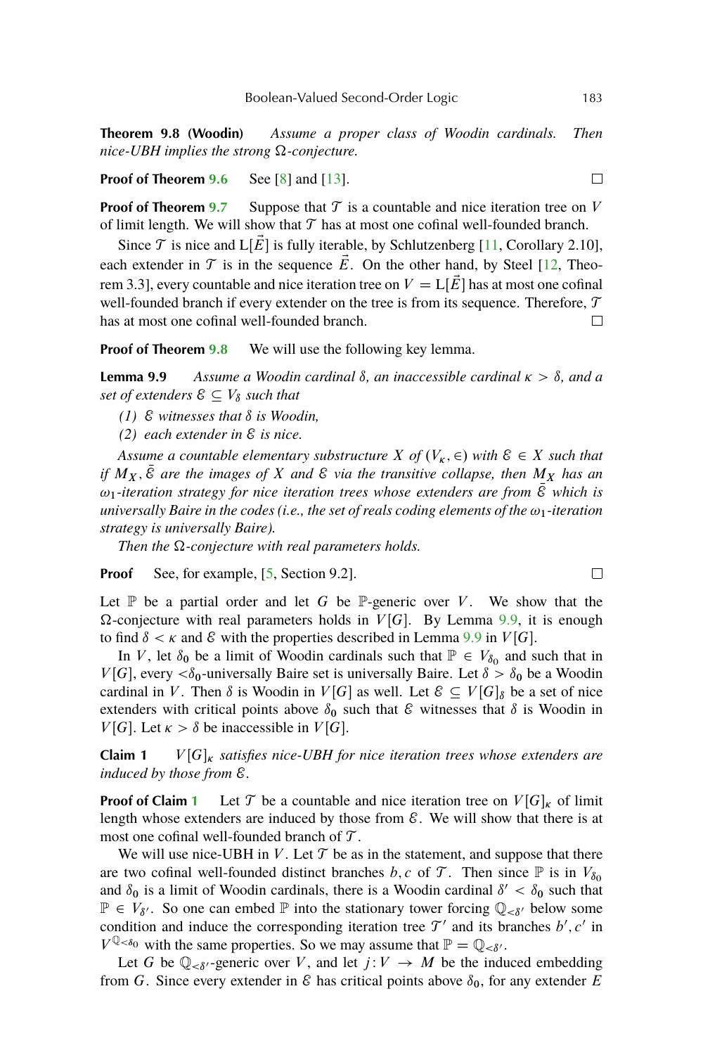**Theorem 9.8 (Woodin)** *Assume a proper class of Woodin cardinals. Then nice-UBH implies the strong $\Omega$-conjecture.*

**Proof of Theorem 9.6** See [8] and [13]. $\square$

**Proof of Theorem 9.7** Suppose that $\mathcal{T}$ is a countable and nice iteration tree on $V$ of limit length. We will show that $\mathcal{T}$ has at most one cofinal well-founded branch.

Since $\mathcal{T}$ is nice and $\mathrm{L}[\vec{E}]$ is fully iterable, by Schlutzenberg [11, Corollary 2.10], each extender in $\mathcal{T}$ is in the sequence $\vec{E}$. On the other hand, by Steel [12, Theorem 3.3], every countable and nice iteration tree on $V = \mathrm{L}[\vec{E}]$ has at most one cofinal well-founded branch if every extender on the tree is from its sequence. Therefore, $\mathcal{T}$ has at most one cofinal well-founded branch. $\square$

**Proof of Theorem 9.8** We will use the following key lemma.

**Lemma 9.9** *Assume a Woodin cardinal $\delta$, an inaccessible cardinal $\kappa > \delta$, and a set of extenders $\mathcal{E} \subseteq V_\delta$ such that*

*(1) $\mathcal{E}$ witnesses that $\delta$ is Woodin,*

*(2) each extender in $\mathcal{E}$ is nice.*

*Assume a countable elementary substructure $X$ of $(V_\kappa, \in)$ with $\mathcal{E} \in X$ such that if $M_X, \bar{\mathcal{E}}$ are the images of $X$ and $\mathcal{E}$ via the transitive collapse, then $M_X$ has an $\omega_1$-iteration strategy for nice iteration trees whose extenders are from $\bar{\mathcal{E}}$ which is universally Baire in the codes (i.e., the set of reals coding elements of the $\omega_1$-iteration strategy is universally Baire).*

*Then the $\Omega$-conjecture with real parameters holds.*

**Proof** See, for example, [5, Section 9.2]. $\square$

Let $\mathbb{P}$ be a partial order and let $G$ be $\mathbb{P}$-generic over $V$. We show that the $\Omega$-conjecture with real parameters holds in $V[G]$. By Lemma 9.9, it is enough to find $\delta < \kappa$ and $\mathcal{E}$ with the properties described in Lemma 9.9 in $V[G]$.

In $V$, let $\delta_0$ be a limit of Woodin cardinals such that $\mathbb{P} \in V_{\delta_0}$ and such that in $V[G]$, every $<\delta_0$-universally Baire set is universally Baire. Let $\delta > \delta_0$ be a Woodin cardinal in $V$. Then $\delta$ is Woodin in $V[G]$ as well. Let $\mathcal{E} \subseteq V[G]_\delta$ be a set of nice extenders with critical points above $\delta_0$ such that $\mathcal{E}$ witnesses that $\delta$ is Woodin in $V[G]$. Let $\kappa > \delta$ be inaccessible in $V[G]$.

**Claim 1** *$V[G]_\kappa$ satisfies nice-UBH for nice iteration trees whose extenders are induced by those from $\mathcal{E}$.*

**Proof of Claim 1** Let $\mathcal{T}$ be a countable and nice iteration tree on $V[G]_\kappa$ of limit length whose extenders are induced by those from $\mathcal{E}$. We will show that there is at most one cofinal well-founded branch of $\mathcal{T}$.

We will use nice-UBH in $V$. Let $\mathcal{T}$ be as in the statement, and suppose that there are two cofinal well-founded distinct branches $b, c$ of $\mathcal{T}$. Then since $\mathbb{P}$ is in $V_{\delta_0}$ and $\delta_0$ is a limit of Woodin cardinals, there is a Woodin cardinal $\delta' < \delta_0$ such that $\mathbb{P} \in V_{\delta'}$. So one can embed $\mathbb{P}$ into the stationary tower forcing $\mathbb{Q}_{<\delta'}$ below some condition and induce the corresponding iteration tree $\mathcal{T}'$ and its branches $b', c'$ in $V^{\mathbb{Q}_{<\delta_0}}$ with the same properties. So we may assume that $\mathbb{P} = \mathbb{Q}_{<\delta'}$.

Let $G$ be $\mathbb{Q}_{<\delta'}$-generic over $V$, and let $j\colon V \to M$ be the induced embedding from $G$. Since every extender in $\mathcal{E}$ has critical points above $\delta_0$, for any extender $E$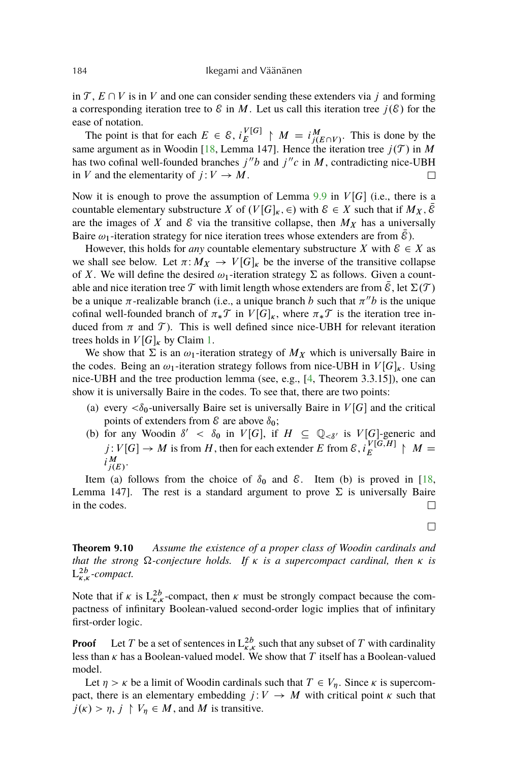in $\mathcal{T}$, $E \cap V$ is in $V$ and one can consider sending these extenders via $j$ and forming a corresponding iteration tree to $\mathcal{E}$ in $M$. Let us call this iteration tree $j(\mathcal{E})$ for the ease of notation.

The point is that for each $E \in \mathcal{E}$, $i_E^{V[G]} \restriction M = i^M_{j(E \cap V)}$. This is done by the same argument as in Woodin [18, Lemma 147]. Hence the iteration tree $j(\mathcal{T})$ in $M$ has two cofinal well-founded branches $j''b$ and $j''c$ in $M$, contradicting nice-UBH in $V$ and the elementarity of $j : V \to M$. □

Now it is enough to prove the assumption of Lemma 9.9 in $V[G]$ (i.e., there is a countable elementary substructure $X$ of $(V[G]_\kappa, \in)$ with $\mathcal{E} \in X$ such that if $M_X, \bar{\mathcal{E}}$ are the images of $X$ and $\mathcal{E}$ via the transitive collapse, then $M_X$ has a universally Baire $\omega_1$-iteration strategy for nice iteration trees whose extenders are from $\bar{\mathcal{E}}$).

However, this holds for *any* countable elementary substructure $X$ with $\mathcal{E} \in X$ as we shall see below. Let $\pi : M_X \to V[G]_\kappa$ be the inverse of the transitive collapse of $X$. We will define the desired $\omega_1$-iteration strategy $\Sigma$ as follows. Given a countable and nice iteration tree $\mathcal{T}$ with limit length whose extenders are from $\bar{\mathcal{E}}$, let $\Sigma(\mathcal{T})$ be a unique $\pi$-realizable branch (i.e., a unique branch $b$ such that $\pi''b$ is the unique cofinal well-founded branch of $\pi_*\mathcal{T}$ in $V[G]_\kappa$, where $\pi_*\mathcal{T}$ is the iteration tree induced from $\pi$ and $\mathcal{T}$). This is well defined since nice-UBH for relevant iteration trees holds in $V[G]_\kappa$ by Claim 1.

We show that $\Sigma$ is an $\omega_1$-iteration strategy of $M_X$ which is universally Baire in the codes. Being an $\omega_1$-iteration strategy follows from nice-UBH in $V[G]_\kappa$. Using nice-UBH and the tree production lemma (see, e.g., [4, Theorem 3.3.15]), one can show it is universally Baire in the codes. To see that, there are two points:

(a) every $<\delta_0$-universally Baire set is universally Baire in $V[G]$ and the critical points of extenders from $\mathcal{E}$ are above $\delta_0$;

(b) for any Woodin $\delta' < \delta_0$ in $V[G]$, if $H \subseteq \mathbb{Q}_{<\delta'}$ is $V[G]$-generic and $j : V[G] \to M$ is from $H$, then for each extender $E$ from $\mathcal{E}$, $i_E^{V[G,H]} \restriction M = i^M_{j(E)}$.

Item (a) follows from the choice of $\delta_0$ and $\mathcal{E}$. Item (b) is proved in [18, Lemma 147]. The rest is a standard argument to prove $\Sigma$ is universally Baire in the codes. □

□

**Theorem 9.10** *Assume the existence of a proper class of Woodin cardinals and that the strong $\Omega$-conjecture holds. If $\kappa$ is a supercompact cardinal, then $\kappa$ is $\mathrm{L}^{2b}_{\kappa,\kappa}$-compact.*

Note that if $\kappa$ is $\mathrm{L}^{2b}_{\kappa,\kappa}$-compact, then $\kappa$ must be strongly compact because the compactness of infinitary Boolean-valued second-order logic implies that of infinitary first-order logic.

**Proof** Let $T$ be a set of sentences in $\mathrm{L}^{2b}_{\kappa,\kappa}$ such that any subset of $T$ with cardinality less than $\kappa$ has a Boolean-valued model. We show that $T$ itself has a Boolean-valued model.

Let $\eta > \kappa$ be a limit of Woodin cardinals such that $T \in V_\eta$. Since $\kappa$ is supercompact, there is an elementary embedding $j : V \to M$ with critical point $\kappa$ such that $j(\kappa) > \eta$, $j \restriction V_\eta \in M$, and $M$ is transitive.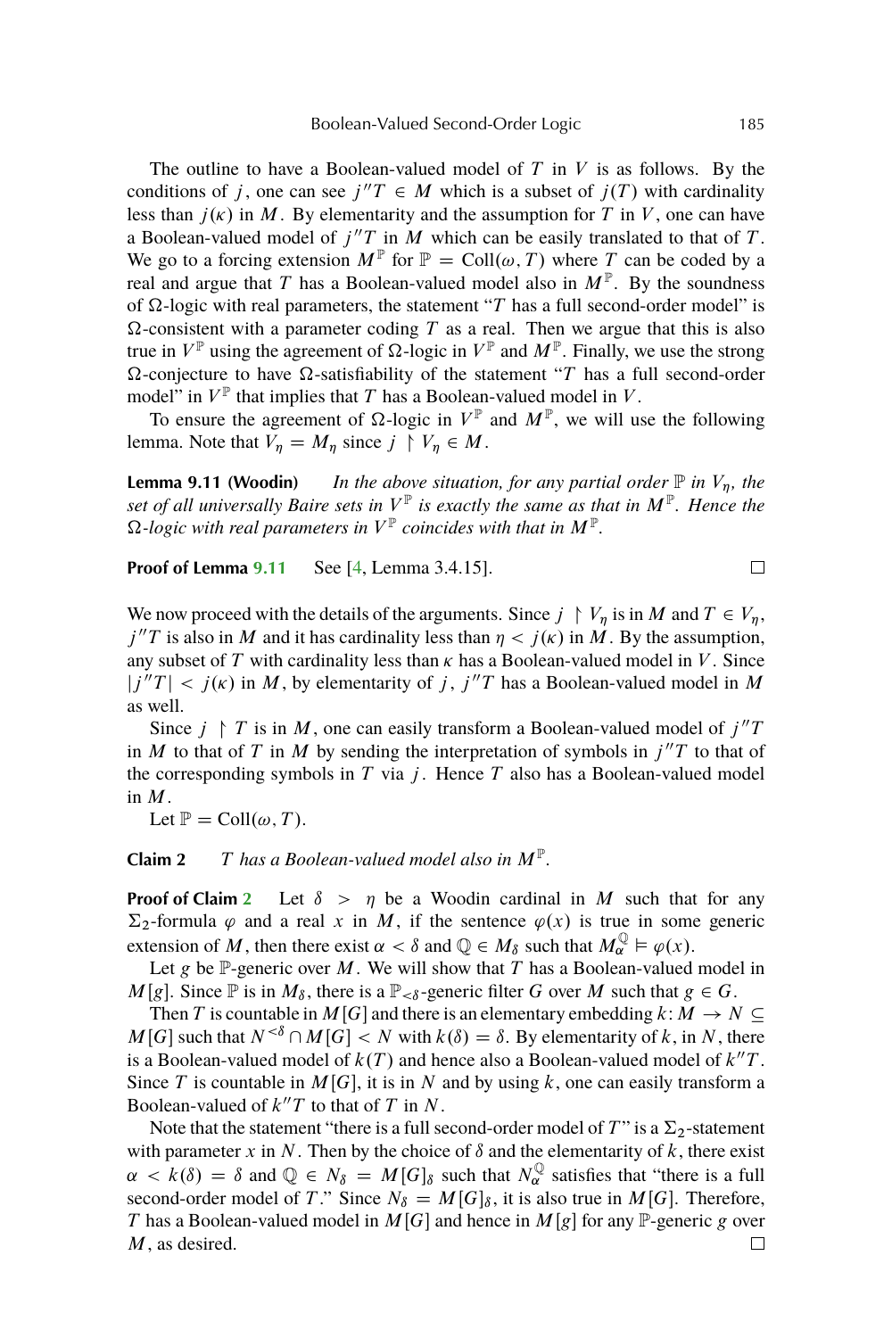The outline to have a Boolean-valued model of $T$ in $V$ is as follows. By the conditions of $j$, one can see $j''T \in M$ which is a subset of $j(T)$ with cardinality less than $j(\kappa)$ in $M$. By elementarity and the assumption for $T$ in $V$, one can have a Boolean-valued model of $j''T$ in $M$ which can be easily translated to that of $T$. We go to a forcing extension $M^{\mathbb{P}}$ for $\mathbb{P} = \mathrm{Coll}(\omega, T)$ where $T$ can be coded by a real and argue that $T$ has a Boolean-valued model also in $M^{\mathbb{P}}$. By the soundness of $\Omega$-logic with real parameters, the statement "$T$ has a full second-order model" is $\Omega$-consistent with a parameter coding $T$ as a real. Then we argue that this is also true in $V^{\mathbb{P}}$ using the agreement of $\Omega$-logic in $V^{\mathbb{P}}$ and $M^{\mathbb{P}}$. Finally, we use the strong $\Omega$-conjecture to have $\Omega$-satisfiability of the statement "$T$ has a full second-order model" in $V^{\mathbb{P}}$ that implies that $T$ has a Boolean-valued model in $V$.

To ensure the agreement of $\Omega$-logic in $V^{\mathbb{P}}$ and $M^{\mathbb{P}}$, we will use the following lemma. Note that $V_\eta = M_\eta$ since $j \restriction V_\eta \in M$.

**Lemma 9.11 (Woodin)** *In the above situation, for any partial order $\mathbb{P}$ in $V_\eta$, the set of all universally Baire sets in $V^{\mathbb{P}}$ is exactly the same as that in $M^{\mathbb{P}}$. Hence the $\Omega$-logic with real parameters in $V^{\mathbb{P}}$ coincides with that in $M^{\mathbb{P}}$.*

**Proof of Lemma 9.11** See [4, Lemma 3.4.15]. □

We now proceed with the details of the arguments. Since $j \restriction V_\eta$ is in $M$ and $T \in V_\eta$, $j''T$ is also in $M$ and it has cardinality less than $\eta < j(\kappa)$ in $M$. By the assumption, any subset of $T$ with cardinality less than $\kappa$ has a Boolean-valued model in $V$. Since $|j''T| < j(\kappa)$ in $M$, by elementarity of $j$, $j''T$ has a Boolean-valued model in $M$ as well.

Since $j \restriction T$ is in $M$, one can easily transform a Boolean-valued model of $j''T$ in $M$ to that of $T$ in $M$ by sending the interpretation of symbols in $j''T$ to that of the corresponding symbols in $T$ via $j$. Hence $T$ also has a Boolean-valued model in $M$.

Let $\mathbb{P} = \mathrm{Coll}(\omega, T)$.

**Claim 2** *$T$ has a Boolean-valued model also in $M^{\mathbb{P}}$.*

**Proof of Claim 2** Let $\delta > \eta$ be a Woodin cardinal in $M$ such that for any $\Sigma_2$-formula $\varphi$ and a real $x$ in $M$, if the sentence $\varphi(x)$ is true in some generic extension of $M$, then there exist $\alpha < \delta$ and $\mathbb{Q} \in M_\delta$ such that $M_\alpha^{\mathbb{Q}} \models \varphi(x)$.

Let $g$ be $\mathbb{P}$-generic over $M$. We will show that $T$ has a Boolean-valued model in $M[g]$. Since $\mathbb{P}$ is in $M_\delta$, there is a $\mathbb{P}_{<\delta}$-generic filter $G$ over $M$ such that $g \in G$.

Then $T$ is countable in $M[G]$ and there is an elementary embedding $k \colon M \to N \subseteq M[G]$ such that $N^{<\delta} \cap M[G] < N$ with $k(\delta) = \delta$. By elementarity of $k$, in $N$, there is a Boolean-valued model of $k(T)$ and hence also a Boolean-valued model of $k''T$. Since $T$ is countable in $M[G]$, it is in $N$ and by using $k$, one can easily transform a Boolean-valued of $k''T$ to that of $T$ in $N$.

Note that the statement "there is a full second-order model of $T$" is a $\Sigma_2$-statement with parameter $x$ in $N$. Then by the choice of $\delta$ and the elementarity of $k$, there exist $\alpha < k(\delta) = \delta$ and $\mathbb{Q} \in N_\delta = M[G]_\delta$ such that $N_\alpha^{\mathbb{Q}}$ satisfies that "there is a full second-order model of $T$." Since $N_\delta = M[G]_\delta$, it is also true in $M[G]$. Therefore, $T$ has a Boolean-valued model in $M[G]$ and hence in $M[g]$ for any $\mathbb{P}$-generic $g$ over $M$, as desired. □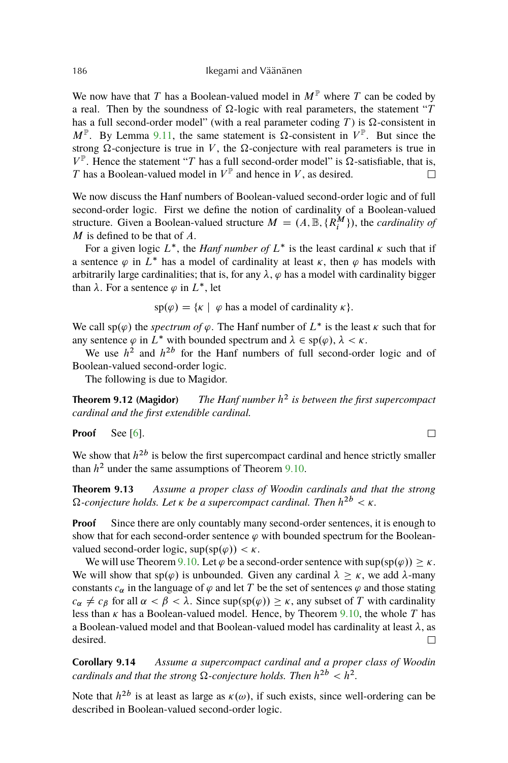We now have that $T$ has a Boolean-valued model in $M^{\mathbb{P}}$ where $T$ can be coded by a real. Then by the soundness of $\Omega$-logic with real parameters, the statement "$T$ has a full second-order model" (with a real parameter coding $T$) is $\Omega$-consistent in $M^{\mathbb{P}}$. By Lemma 9.11, the same statement is $\Omega$-consistent in $V^{\mathbb{P}}$. But since the strong $\Omega$-conjecture is true in $V$, the $\Omega$-conjecture with real parameters is true in $V^{\mathbb{P}}$. Hence the statement "$T$ has a full second-order model" is $\Omega$-satisfiable, that is, $T$ has a Boolean-valued model in $V^{\mathbb{P}}$ and hence in $V$, as desired. □

We now discuss the Hanf numbers of Boolean-valued second-order logic and of full second-order logic. First we define the notion of cardinality of a Boolean-valued structure. Given a Boolean-valued structure $M = (A, \mathbb{B}, \{R_i^M\})$, the *cardinality of* $M$ is defined to be that of $A$.

For a given logic $L^*$, the *Hanf number of* $L^*$ is the least cardinal $\kappa$ such that if a sentence $\varphi$ in $L^*$ has a model of cardinality at least $\kappa$, then $\varphi$ has models with arbitrarily large cardinalities; that is, for any $\lambda$, $\varphi$ has a model with cardinality bigger than $\lambda$. For a sentence $\varphi$ in $L^*$, let

$$\mathrm{sp}(\varphi) = \{\kappa \mid \varphi \text{ has a model of cardinality } \kappa\}.$$

We call $\mathrm{sp}(\varphi)$ the *spectrum of* $\varphi$. The Hanf number of $L^*$ is the least $\kappa$ such that for any sentence $\varphi$ in $L^*$ with bounded spectrum and $\lambda \in \mathrm{sp}(\varphi)$, $\lambda < \kappa$.

We use $h^2$ and $h^{2b}$ for the Hanf numbers of full second-order logic and of Boolean-valued second-order logic.

The following is due to Magidor.

**Theorem 9.12 (Magidor)** *The Hanf number $h^2$ is between the first supercompact cardinal and the first extendible cardinal.*

**Proof** See [6]. □

We show that $h^{2b}$ is below the first supercompact cardinal and hence strictly smaller than $h^2$ under the same assumptions of Theorem 9.10.

**Theorem 9.13** *Assume a proper class of Woodin cardinals and that the strong $\Omega$-conjecture holds. Let $\kappa$ be a supercompact cardinal. Then $h^{2b} < \kappa$.*

**Proof** Since there are only countably many second-order sentences, it is enough to show that for each second-order sentence $\varphi$ with bounded spectrum for the Boolean-valued second-order logic, $\sup(\mathrm{sp}(\varphi)) < \kappa$.

We will use Theorem 9.10. Let $\varphi$ be a second-order sentence with $\sup(\mathrm{sp}(\varphi)) \geq \kappa$. We will show that $\mathrm{sp}(\varphi)$ is unbounded. Given any cardinal $\lambda \geq \kappa$, we add $\lambda$-many constants $c_\alpha$ in the language of $\varphi$ and let $T$ be the set of sentences $\varphi$ and those stating $c_\alpha \neq c_\beta$ for all $\alpha < \beta < \lambda$. Since $\sup(\mathrm{sp}(\varphi)) \geq \kappa$, any subset of $T$ with cardinality less than $\kappa$ has a Boolean-valued model. Hence, by Theorem 9.10, the whole $T$ has a Boolean-valued model and that Boolean-valued model has cardinality at least $\lambda$, as desired. □

**Corollary 9.14** *Assume a supercompact cardinal and a proper class of Woodin cardinals and that the strong $\Omega$-conjecture holds. Then $h^{2b} < h^2$.*

Note that $h^{2b}$ is at least as large as $\kappa(\omega)$, if such exists, since well-ordering can be described in Boolean-valued second-order logic.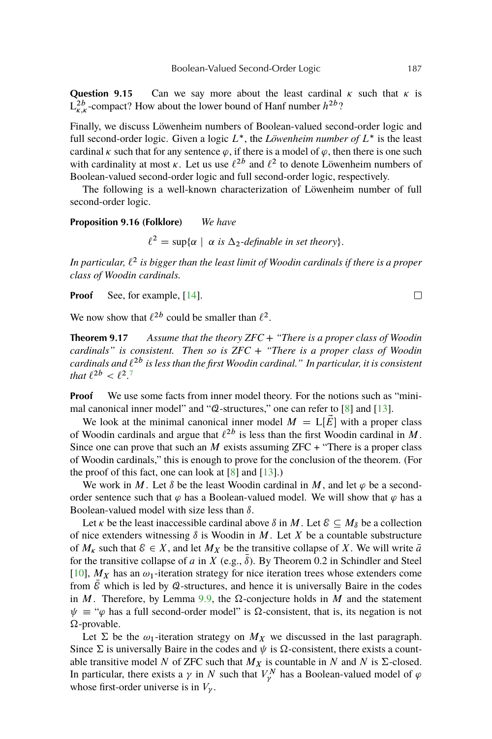**Question 9.15** Can we say more about the least cardinal $\kappa$ such that $\kappa$ is $\mathrm{L}^{2b}_{\kappa,\kappa}$-compact? How about the lower bound of Hanf number $h^{2b}$?

Finally, we discuss Löwenheim numbers of Boolean-valued second-order logic and full second-order logic. Given a logic $L^*$, the *Löwenheim number of* $L^*$ is the least cardinal $\kappa$ such that for any sentence $\varphi$, if there is a model of $\varphi$, then there is one such with cardinality at most $\kappa$. Let us use $\ell^{2b}$ and $\ell^2$ to denote Löwenheim numbers of Boolean-valued second-order logic and full second-order logic, respectively.

The following is a well-known characterization of Löwenheim number of full second-order logic.

**Proposition 9.16 (Folklore)** *We have*

$$\ell^2 = \sup\{\alpha \mid \alpha \text{ is } \Delta_2\text{-definable in set theory}\}.$$

*In particular, $\ell^2$ is bigger than the least limit of Woodin cardinals if there is a proper class of Woodin cardinals.*

**Proof** See, for example, [14]. □

We now show that $\ell^{2b}$ could be smaller than $\ell^2$.

**Theorem 9.17** *Assume that the theory ZFC + "There is a proper class of Woodin cardinals" is consistent. Then so is ZFC + "There is a proper class of Woodin cardinals and $\ell^{2b}$ is less than the first Woodin cardinal." In particular, it is consistent that $\ell^{2b} < \ell^2$.*[7]

**Proof** We use some facts from inner model theory. For the notions such as "minimal canonical inner model" and "$\mathcal{Q}$-structures," one can refer to [8] and [13].

We look at the minimal canonical inner model $M = \mathrm{L}[\vec{E}]$ with a proper class of Woodin cardinals and argue that $\ell^{2b}$ is less than the first Woodin cardinal in $M$. Since one can prove that such an $M$ exists assuming ZFC + "There is a proper class of Woodin cardinals," this is enough to prove for the conclusion of the theorem. (For the proof of this fact, one can look at [8] and [13].)

We work in $M$. Let $\delta$ be the least Woodin cardinal in $M$, and let $\varphi$ be a second-order sentence such that $\varphi$ has a Boolean-valued model. We will show that $\varphi$ has a Boolean-valued model with size less than $\delta$.

Let $\kappa$ be the least inaccessible cardinal above $\delta$ in $M$. Let $\mathcal{E} \subseteq M_\delta$ be a collection of nice extenders witnessing $\delta$ is Woodin in $M$. Let $X$ be a countable substructure of $M_\kappa$ such that $\mathcal{E} \in X$, and let $M_X$ be the transitive collapse of $X$. We will write $\bar{a}$ for the transitive collapse of $a$ in $X$ (e.g., $\bar{\delta}$). By Theorem 0.2 in Schindler and Steel [10], $M_X$ has an $\omega_1$-iteration strategy for nice iteration trees whose extenders come from $\bar{\mathcal{E}}$ which is led by $\mathcal{Q}$-structures, and hence it is universally Baire in the codes in $M$. Therefore, by Lemma 9.9, the $\Omega$-conjecture holds in $M$ and the statement $\psi \equiv$ "$\varphi$ has a full second-order model" is $\Omega$-consistent, that is, its negation is not $\Omega$-provable.

Let $\Sigma$ be the $\omega_1$-iteration strategy on $M_X$ we discussed in the last paragraph. Since $\Sigma$ is universally Baire in the codes and $\psi$ is $\Omega$-consistent, there exists a countable transitive model $N$ of ZFC such that $M_X$ is countable in $N$ and $N$ is $\Sigma$-closed. In particular, there exists a $\gamma$ in $N$ such that $V^N_\gamma$ has a Boolean-valued model of $\varphi$ whose first-order universe is in $V_\gamma$.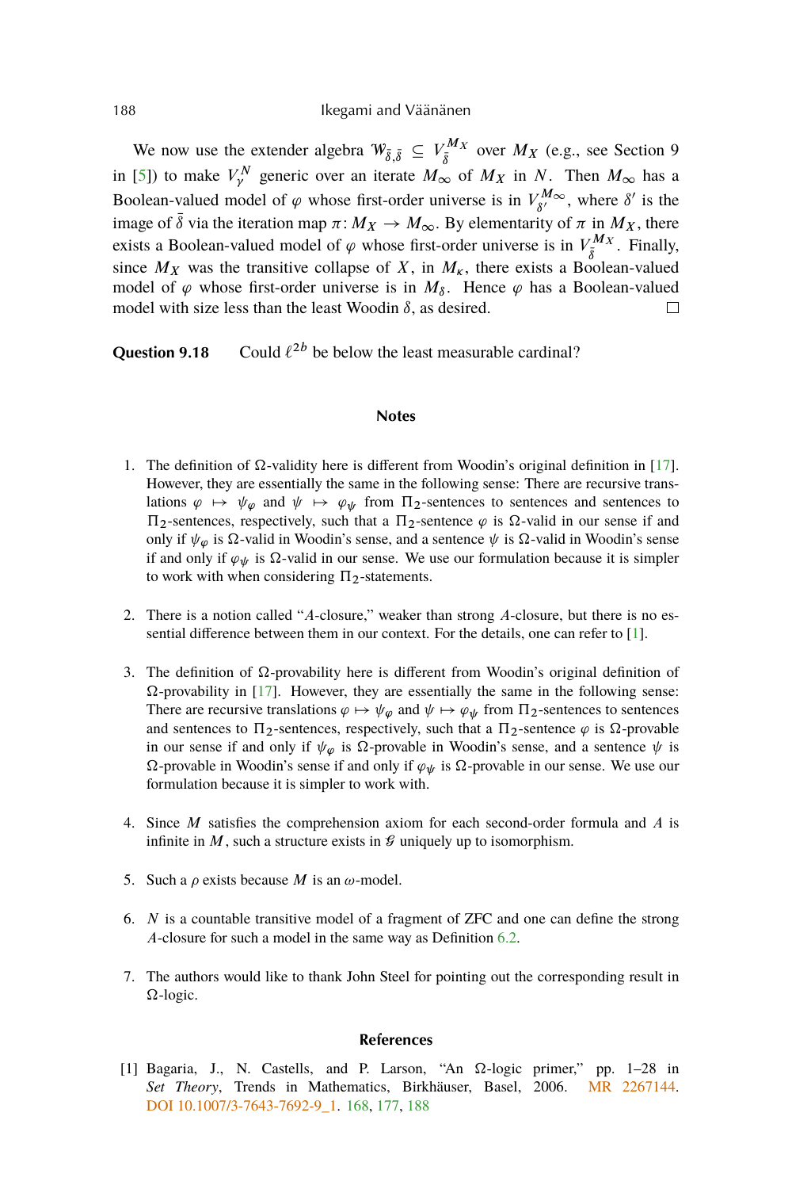We now use the extender algebra $\mathcal{W}_{\bar{\delta},\bar{\delta}} \subseteq V_{\bar{\delta}}^{M_X}$ over $M_X$ (e.g., see Section 9 in [5]) to make $V_\gamma^N$ generic over an iterate $M_\infty$ of $M_X$ in $N$. Then $M_\infty$ has a Boolean-valued model of $\varphi$ whose first-order universe is in $V_{\delta'}^{M_\infty}$, where $\delta'$ is the image of $\bar{\delta}$ via the iteration map $\pi\colon M_X \to M_\infty$. By elementarity of $\pi$ in $M_X$, there exists a Boolean-valued model of $\varphi$ whose first-order universe is in $V_{\bar{\delta}}^{M_X}$. Finally, since $M_X$ was the transitive collapse of $X$, in $M_\kappa$, there exists a Boolean-valued model of $\varphi$ whose first-order universe is in $M_\delta$. Hence $\varphi$ has a Boolean-valued model with size less than the least Woodin $\delta$, as desired. □

**Question 9.18** Could $\ell^{2b}$ be below the least measurable cardinal?

## Notes

1. The definition of $\Omega$-validity here is different from Woodin's original definition in [17]. However, they are essentially the same in the following sense: There are recursive translations $\varphi \mapsto \psi_\varphi$ and $\psi \mapsto \varphi_\psi$ from $\Pi_2$-sentences to sentences and sentences to $\Pi_2$-sentences, respectively, such that a $\Pi_2$-sentence $\varphi$ is $\Omega$-valid in our sense if and only if $\psi_\varphi$ is $\Omega$-valid in Woodin's sense, and a sentence $\psi$ is $\Omega$-valid in Woodin's sense if and only if $\varphi_\psi$ is $\Omega$-valid in our sense. We use our formulation because it is simpler to work with when considering $\Pi_2$-statements.

2. There is a notion called "$A$-closure," weaker than strong $A$-closure, but there is no essential difference between them in our context. For the details, one can refer to [1].

3. The definition of $\Omega$-provability here is different from Woodin's original definition of $\Omega$-provability in [17]. However, they are essentially the same in the following sense: There are recursive translations $\varphi \mapsto \psi_\varphi$ and $\psi \mapsto \varphi_\psi$ from $\Pi_2$-sentences to sentences and sentences to $\Pi_2$-sentences, respectively, such that a $\Pi_2$-sentence $\varphi$ is $\Omega$-provable in our sense if and only if $\psi_\varphi$ is $\Omega$-provable in Woodin's sense, and a sentence $\psi$ is $\Omega$-provable in Woodin's sense if and only if $\varphi_\psi$ is $\Omega$-provable in our sense. We use our formulation because it is simpler to work with.

4. Since $M$ satisfies the comprehension axiom for each second-order formula and $A$ is infinite in $M$, such a structure exists in $\mathcal{G}$ uniquely up to isomorphism.

5. Such a $\rho$ exists because $M$ is an $\omega$-model.

6. $N$ is a countable transitive model of a fragment of ZFC and one can define the strong $A$-closure for such a model in the same way as Definition 6.2.

7. The authors would like to thank John Steel for pointing out the corresponding result in $\Omega$-logic.

## References

[1] Bagaria, J., N. Castells, and P. Larson, "An $\Omega$-logic primer," pp. 1–28 in *Set Theory*, Trends in Mathematics, Birkhäuser, Basel, 2006. MR 2267144. DOI 10.1007/3-7643-7692-9_1. 168, 177, 188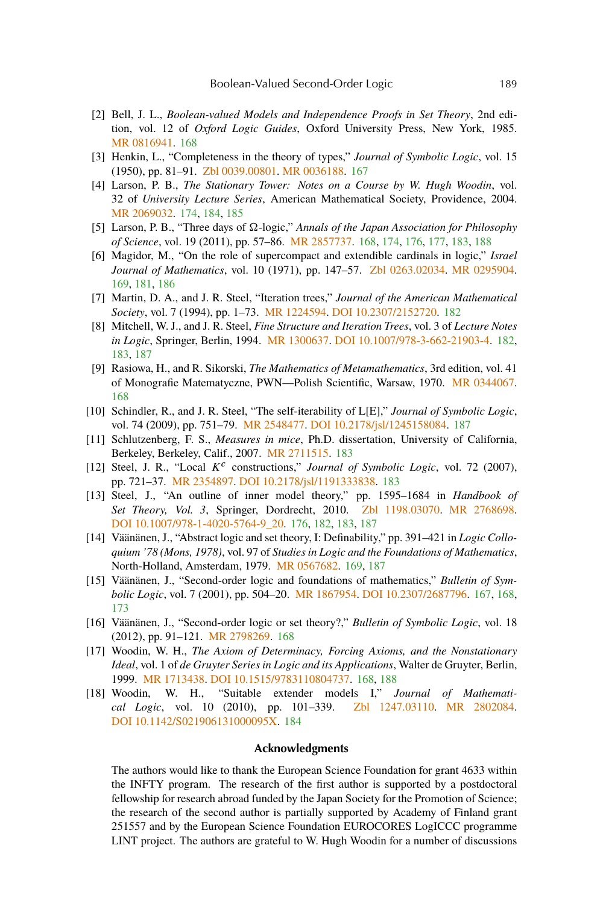[2] Bell, J. L., *Boolean-valued Models and Independence Proofs in Set Theory*, 2nd edition, vol. 12 of *Oxford Logic Guides*, Oxford University Press, New York, 1985. MR 0816941. 168

[3] Henkin, L., "Completeness in the theory of types," *Journal of Symbolic Logic*, vol. 15 (1950), pp. 81–91. Zbl 0039.00801. MR 0036188. 167

[4] Larson, P. B., *The Stationary Tower: Notes on a Course by W. Hugh Woodin*, vol. 32 of *University Lecture Series*, American Mathematical Society, Providence, 2004. MR 2069032. 174, 184, 185

[5] Larson, P. B., "Three days of $\Omega$-logic," *Annals of the Japan Association for Philosophy of Science*, vol. 19 (2011), pp. 57–86. MR 2857737. 168, 174, 176, 177, 183, 188

[6] Magidor, M., "On the role of supercompact and extendible cardinals in logic," *Israel Journal of Mathematics*, vol. 10 (1971), pp. 147–57. Zbl 0263.02034. MR 0295904. 169, 181, 186

[7] Martin, D. A., and J. R. Steel, "Iteration trees," *Journal of the American Mathematical Society*, vol. 7 (1994), pp. 1–73. MR 1224594. DOI 10.2307/2152720. 182

[8] Mitchell, W. J., and J. R. Steel, *Fine Structure and Iteration Trees*, vol. 3 of *Lecture Notes in Logic*, Springer, Berlin, 1994. MR 1300637. DOI 10.1007/978-3-662-21903-4. 182, 183, 187

[9] Rasiowa, H., and R. Sikorski, *The Mathematics of Metamathematics*, 3rd edition, vol. 41 of Monografie Matematyczne, PWN—Polish Scientific, Warsaw, 1970. MR 0344067. 168

[10] Schindler, R., and J. R. Steel, "The self-iterability of L[E]," *Journal of Symbolic Logic*, vol. 74 (2009), pp. 751–79. MR 2548477. DOI 10.2178/jsl/1245158084. 187

[11] Schlutzenberg, F. S., *Measures in mice*, Ph.D. dissertation, University of California, Berkeley, Berkeley, Calif., 2007. MR 2711515. 183

[12] Steel, J. R., "Local $K^c$ constructions," *Journal of Symbolic Logic*, vol. 72 (2007), pp. 721–37. MR 2354897. DOI 10.2178/jsl/1191333838. 183

[13] Steel, J., "An outline of inner model theory," pp. 1595–1684 in *Handbook of Set Theory, Vol. 3*, Springer, Dordrecht, 2010. Zbl 1198.03070. MR 2768698. DOI 10.1007/978-1-4020-5764-9_20. 176, 182, 183, 187

[14] Väänänen, J., "Abstract logic and set theory, I: Definability," pp. 391–421 in *Logic Colloquium '78 (Mons, 1978)*, vol. 97 of *Studies in Logic and the Foundations of Mathematics*, North-Holland, Amsterdam, 1979. MR 0567682. 169, 187

[15] Väänänen, J., "Second-order logic and foundations of mathematics," *Bulletin of Symbolic Logic*, vol. 7 (2001), pp. 504–20. MR 1867954. DOI 10.2307/2687796. 167, 168, 173

[16] Väänänen, J., "Second-order logic or set theory?," *Bulletin of Symbolic Logic*, vol. 18 (2012), pp. 91–121. MR 2798269. 168

[17] Woodin, W. H., *The Axiom of Determinacy, Forcing Axioms, and the Nonstationary Ideal*, vol. 1 of *de Gruyter Series in Logic and its Applications*, Walter de Gruyter, Berlin, 1999. MR 1713438. DOI 10.1515/9783110804737. 168, 188

[18] Woodin, W. H., "Suitable extender models I," *Journal of Mathematical Logic*, vol. 10 (2010), pp. 101–339. Zbl 1247.03110. MR 2802084. DOI 10.1142/S021906131000095X. 184

## Acknowledgments

The authors would like to thank the European Science Foundation for grant 4633 within the INFTY program. The research of the first author is supported by a postdoctoral fellowship for research abroad funded by the Japan Society for the Promotion of Science; the research of the second author is partially supported by Academy of Finland grant 251557 and by the European Science Foundation EUROCORES LogICCC programme LINT project. The authors are grateful to W. Hugh Woodin for a number of discussions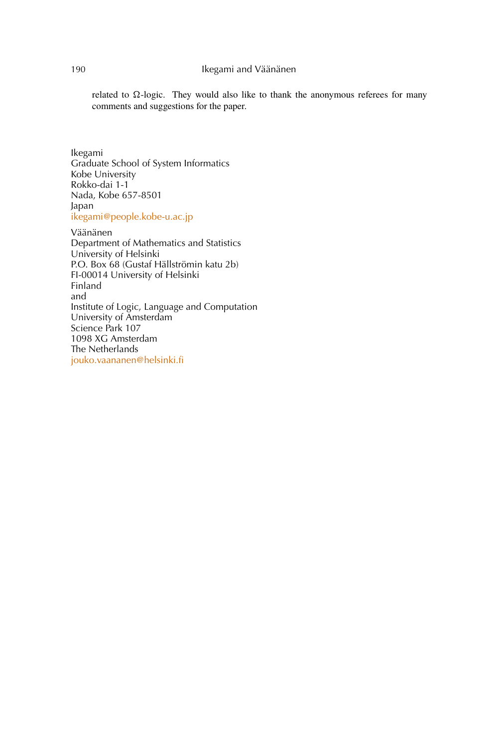related to $\Omega$-logic. They would also like to thank the anonymous referees for many comments and suggestions for the paper.

Ikegami
Graduate School of System Informatics
Kobe University
Rokko-dai 1-1
Nada, Kobe 657-8501
Japan
ikegami@people.kobe-u.ac.jp

Väänänen
Department of Mathematics and Statistics
University of Helsinki
P.O. Box 68 (Gustaf Hällströmin katu 2b)
FI-00014 University of Helsinki
Finland
and
Institute of Logic, Language and Computation
University of Amsterdam
Science Park 107
1098 XG Amsterdam
The Netherlands
jouko.vaananen@helsinki.fi